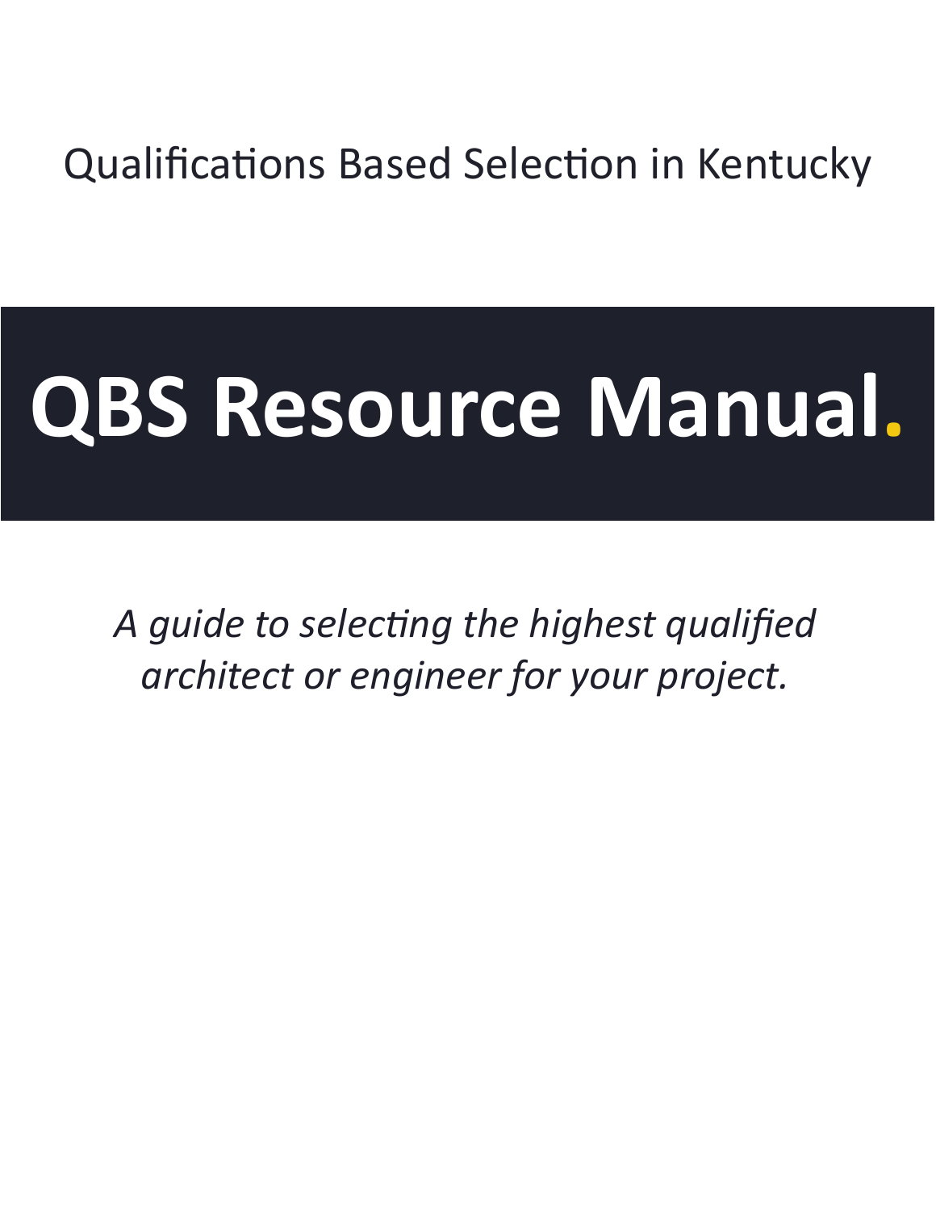Qualifications Based Selection in Kentucky

# QBS Resource Manual.

*A guide to selecting the highest qualified architect or engineer for your project.*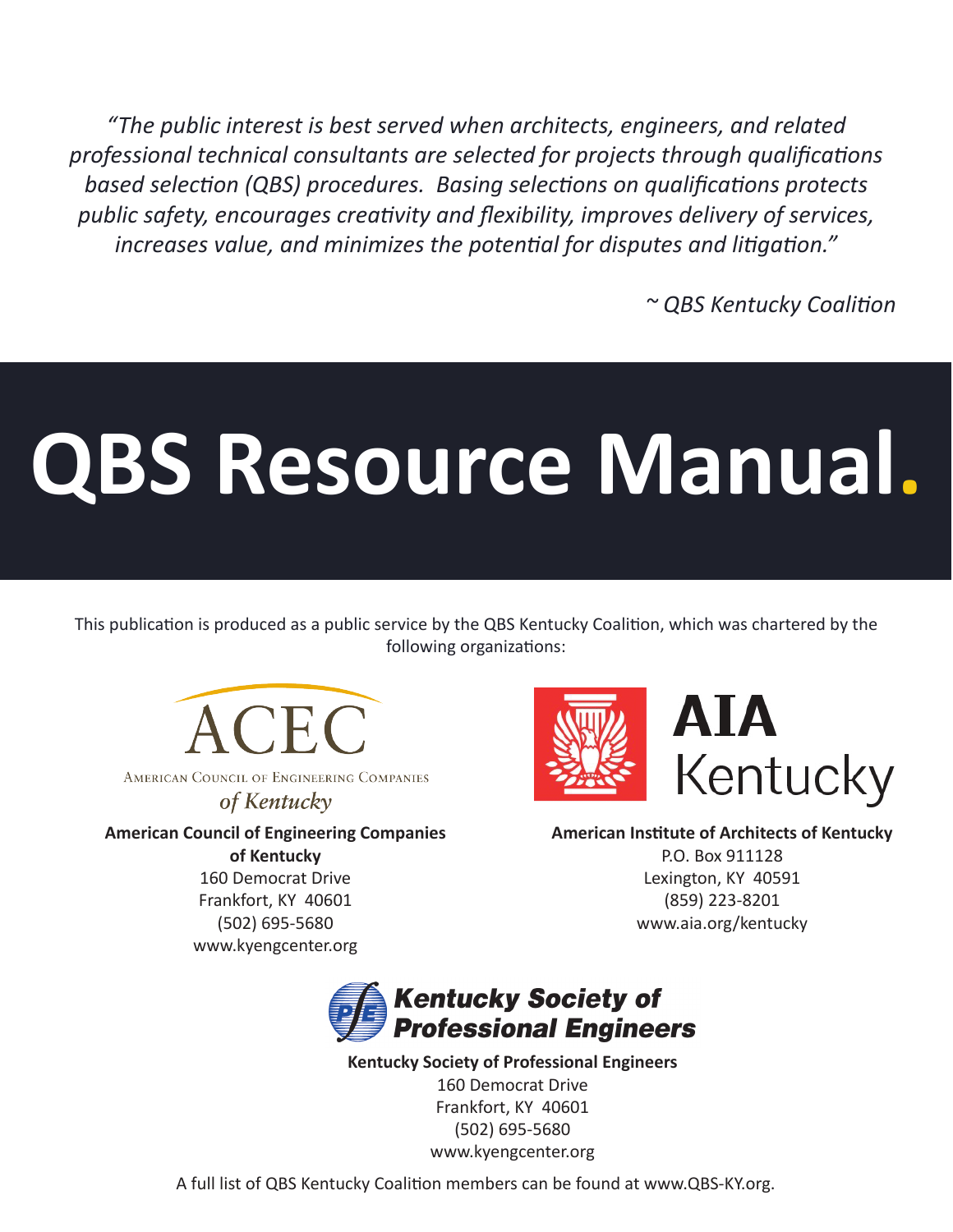*"The public interest is best served when architects, engineers, and related professional technical consultants are selected for projects through qualifications based selection (QBS) procedures. Basing selections on qualifications protects public safety, encourages creativity and flexibility, improves delivery of services, increases value, and minimizes the potential for disputes and litigation."*

*~ QBS Kentucky Coalition*

# QBS Resource Manual.

This publication is produced as a public service by the QBS Kentucky Coalition, which was chartered by the following organizations:

**American Council of Engineering Companies of Kentucky**
160 Democrat Drive
Frankfort, KY 40601
(502) 695-5680
www.kyengcenter.org

**American Institute of Architects of Kentucky**
P.O. Box 911128
Lexington, KY 40591
(859) 223-8201
www.aia.org/kentucky

**Kentucky Society of Professional Engineers**
160 Democrat Drive
Frankfort, KY 40601
(502) 695-5680
www.kyengcenter.org

A full list of QBS Kentucky Coalition members can be found at www.QBS-KY.org.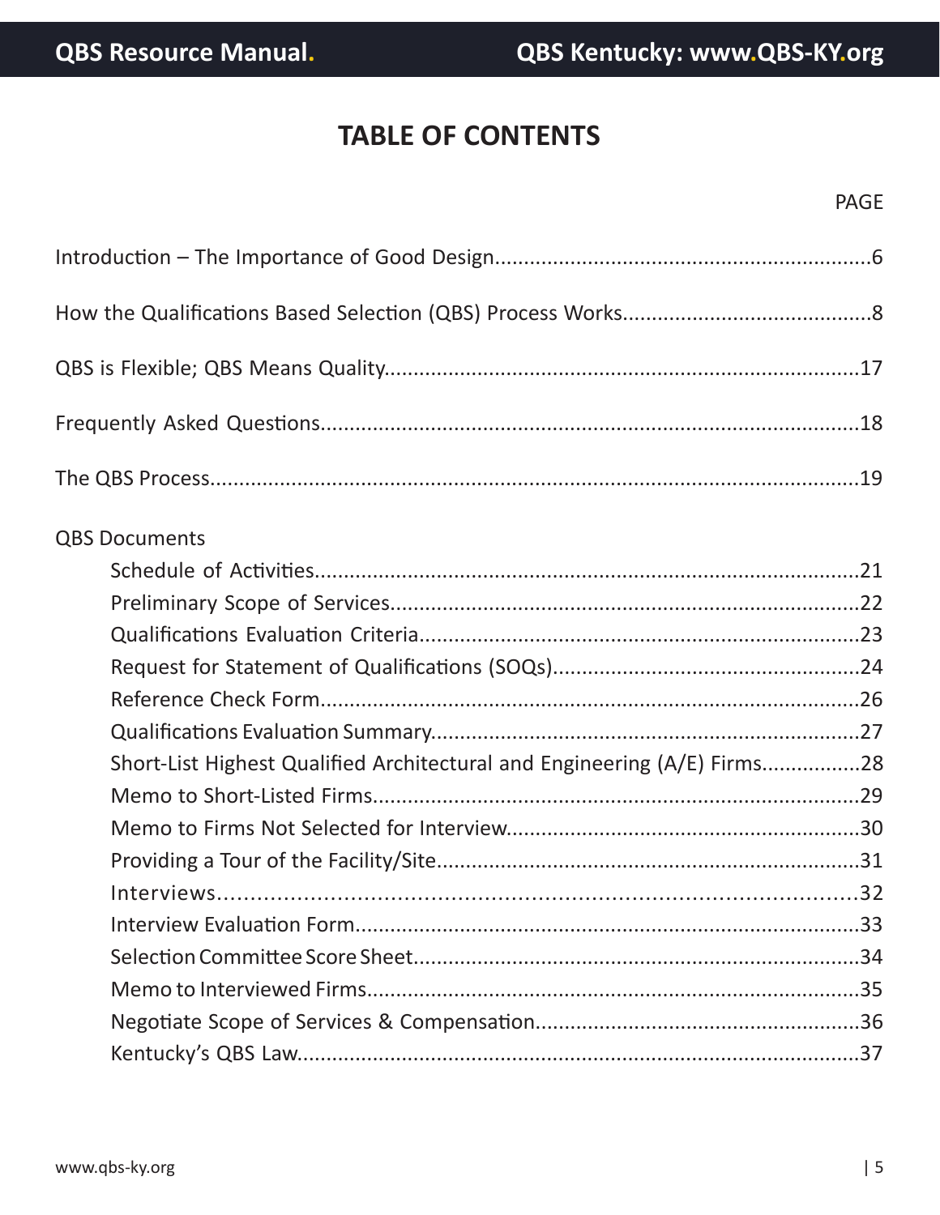# TABLE OF CONTENTS

PAGE

Introduction – The Importance of Good Design.....6

How the Qualifications Based Selection (QBS) Process Works.....8

QBS is Flexible; QBS Means Quality.....17

Frequently Asked Questions.....18

The QBS Process.....19

QBS Documents

- Schedule of Activities.....21
- Preliminary Scope of Services.....22
- Qualifications Evaluation Criteria.....23
- Request for Statement of Qualifications (SOQs).....24
- Reference Check Form.....26
- Qualifications Evaluation Summary.....27
- Short-List Highest Qualified Architectural and Engineering (A/E) Firms.....28
- Memo to Short-Listed Firms.....29
- Memo to Firms Not Selected for Interview.....30
- Providing a Tour of the Facility/Site.....31
- Interviews.....32
- Interview Evaluation Form.....33
- Selection Committee Score Sheet.....34
- Memo to Interviewed Firms.....35
- Negotiate Scope of Services & Compensation.....36
- Kentucky's QBS Law.....37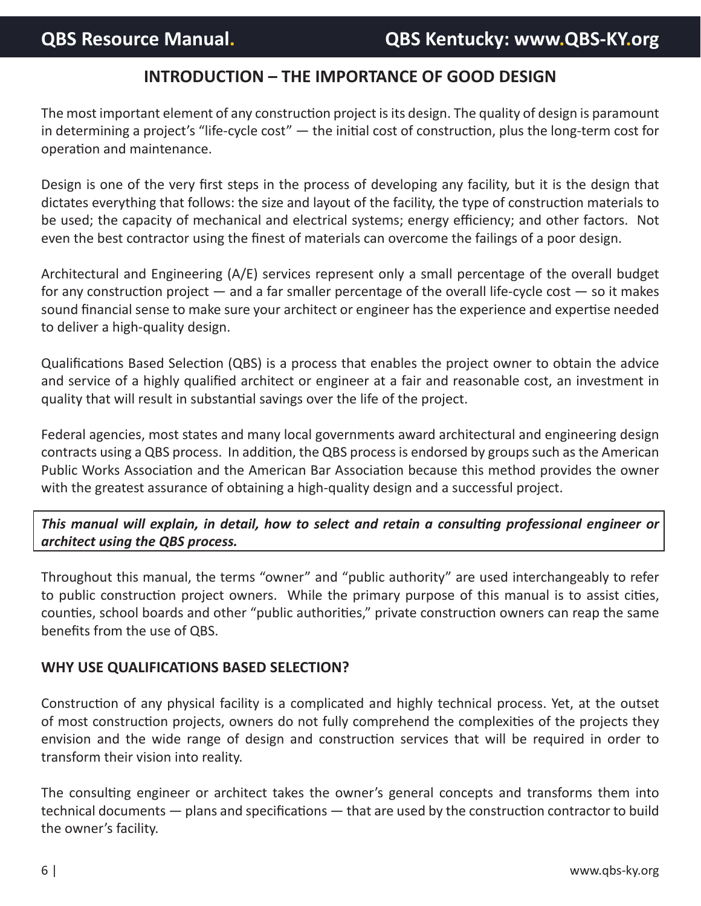## INTRODUCTION – THE IMPORTANCE OF GOOD DESIGN

The most important element of any construction project is its design. The quality of design is paramount in determining a project's "life-cycle cost" — the initial cost of construction, plus the long-term cost for operation and maintenance.

Design is one of the very first steps in the process of developing any facility, but it is the design that dictates everything that follows: the size and layout of the facility, the type of construction materials to be used; the capacity of mechanical and electrical systems; energy efficiency; and other factors. Not even the best contractor using the finest of materials can overcome the failings of a poor design.

Architectural and Engineering (A/E) services represent only a small percentage of the overall budget for any construction project — and a far smaller percentage of the overall life-cycle cost — so it makes sound financial sense to make sure your architect or engineer has the experience and expertise needed to deliver a high-quality design.

Qualifications Based Selection (QBS) is a process that enables the project owner to obtain the advice and service of a highly qualified architect or engineer at a fair and reasonable cost, an investment in quality that will result in substantial savings over the life of the project.

Federal agencies, most states and many local governments award architectural and engineering design contracts using a QBS process. In addition, the QBS process is endorsed by groups such as the American Public Works Association and the American Bar Association because this method provides the owner with the greatest assurance of obtaining a high-quality design and a successful project.

***This manual will explain, in detail, how to select and retain a consulting professional engineer or architect using the QBS process.***

Throughout this manual, the terms "owner" and "public authority" are used interchangeably to refer to public construction project owners. While the primary purpose of this manual is to assist cities, counties, school boards and other "public authorities," private construction owners can reap the same benefits from the use of QBS.

### WHY USE QUALIFICATIONS BASED SELECTION?

Construction of any physical facility is a complicated and highly technical process. Yet, at the outset of most construction projects, owners do not fully comprehend the complexities of the projects they envision and the wide range of design and construction services that will be required in order to transform their vision into reality.

The consulting engineer or architect takes the owner's general concepts and transforms them into technical documents — plans and specifications — that are used by the construction contractor to build the owner's facility.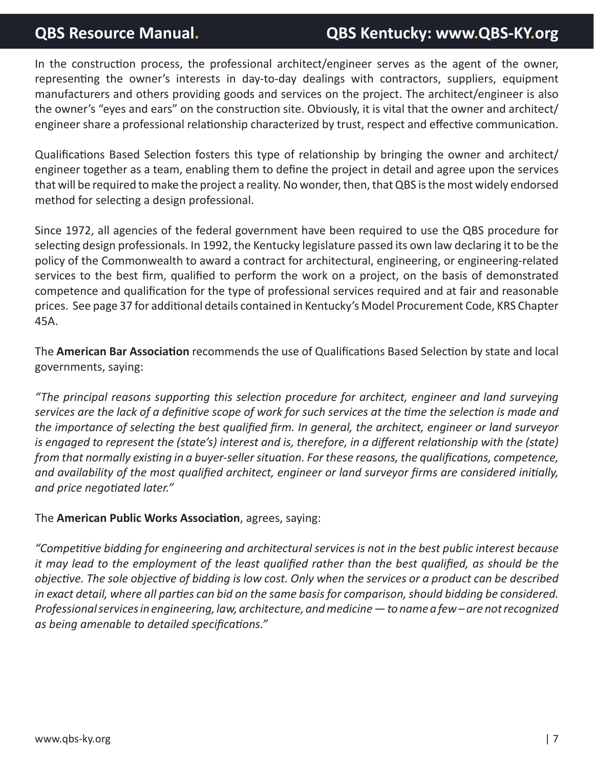In the construction process, the professional architect/engineer serves as the agent of the owner, representing the owner's interests in day-to-day dealings with contractors, suppliers, equipment manufacturers and others providing goods and services on the project. The architect/engineer is also the owner's "eyes and ears" on the construction site. Obviously, it is vital that the owner and architect/engineer share a professional relationship characterized by trust, respect and effective communication.

Qualifications Based Selection fosters this type of relationship by bringing the owner and architect/engineer together as a team, enabling them to define the project in detail and agree upon the services that will be required to make the project a reality. No wonder, then, that QBS is the most widely endorsed method for selecting a design professional.

Since 1972, all agencies of the federal government have been required to use the QBS procedure for selecting design professionals. In 1992, the Kentucky legislature passed its own law declaring it to be the policy of the Commonwealth to award a contract for architectural, engineering, or engineering-related services to the best firm, qualified to perform the work on a project, on the basis of demonstrated competence and qualification for the type of professional services required and at fair and reasonable prices. See page 37 for additional details contained in Kentucky's Model Procurement Code, KRS Chapter 45A.

The **American Bar Association** recommends the use of Qualifications Based Selection by state and local governments, saying:

*"The principal reasons supporting this selection procedure for architect, engineer and land surveying services are the lack of a definitive scope of work for such services at the time the selection is made and the importance of selecting the best qualified firm. In general, the architect, engineer or land surveyor is engaged to represent the (state's) interest and is, therefore, in a different relationship with the (state) from that normally existing in a buyer-seller situation. For these reasons, the qualifications, competence, and availability of the most qualified architect, engineer or land surveyor firms are considered initially, and price negotiated later."*

The **American Public Works Association**, agrees, saying:

*"Competitive bidding for engineering and architectural services is not in the best public interest because it may lead to the employment of the least qualified rather than the best qualified, as should be the objective. The sole objective of bidding is low cost. Only when the services or a product can be described in exact detail, where all parties can bid on the same basis for comparison, should bidding be considered. Professional services in engineering, law, architecture, and medicine — to name a few – are not recognized as being amenable to detailed specifications."*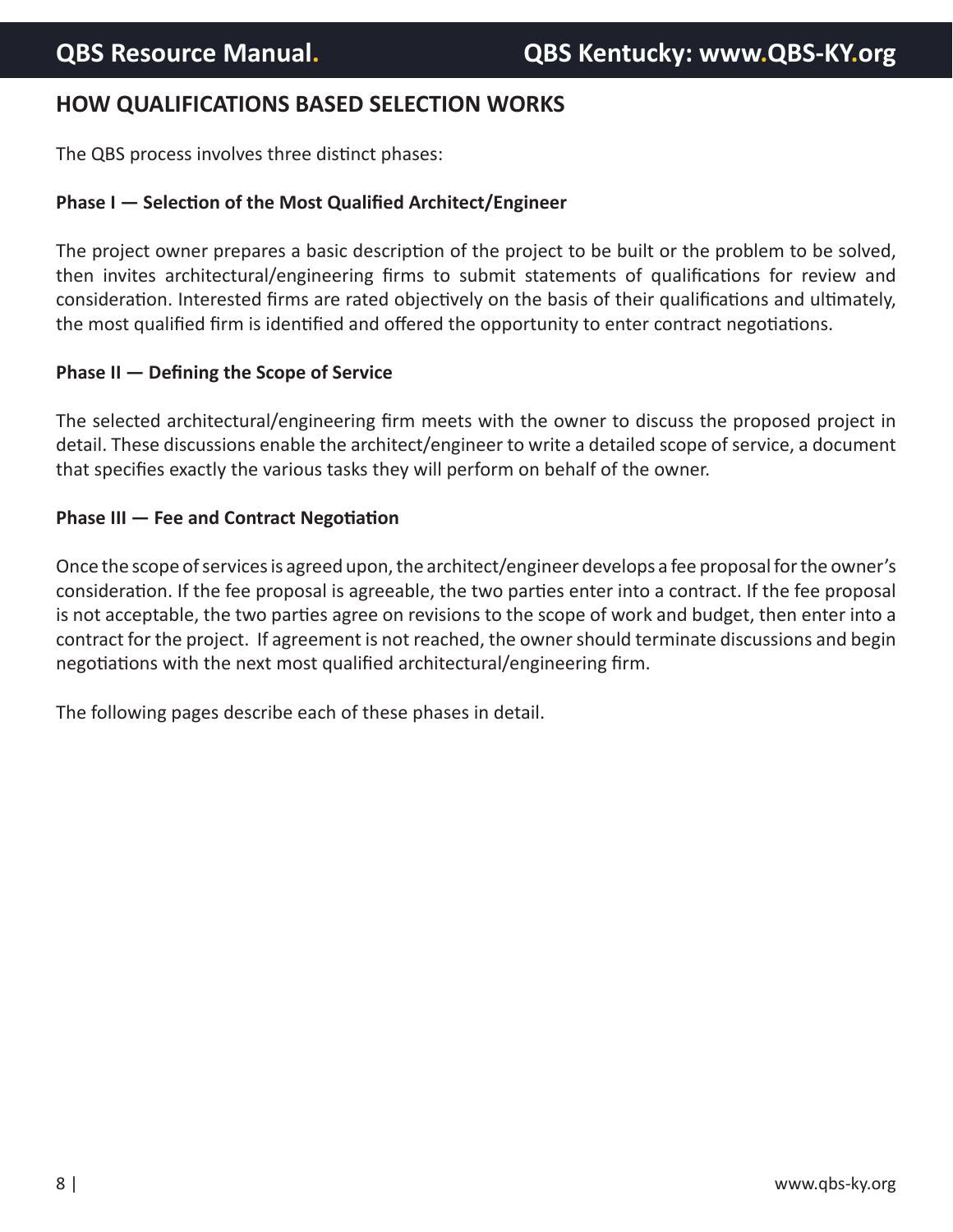## HOW QUALIFICATIONS BASED SELECTION WORKS

The QBS process involves three distinct phases:

**Phase I — Selection of the Most Qualified Architect/Engineer**

The project owner prepares a basic description of the project to be built or the problem to be solved, then invites architectural/engineering firms to submit statements of qualifications for review and consideration. Interested firms are rated objectively on the basis of their qualifications and ultimately, the most qualified firm is identified and offered the opportunity to enter contract negotiations.

**Phase II — Defining the Scope of Service**

The selected architectural/engineering firm meets with the owner to discuss the proposed project in detail. These discussions enable the architect/engineer to write a detailed scope of service, a document that specifies exactly the various tasks they will perform on behalf of the owner.

**Phase III — Fee and Contract Negotiation**

Once the scope of services is agreed upon, the architect/engineer develops a fee proposal for the owner's consideration. If the fee proposal is agreeable, the two parties enter into a contract. If the fee proposal is not acceptable, the two parties agree on revisions to the scope of work and budget, then enter into a contract for the project. If agreement is not reached, the owner should terminate discussions and begin negotiations with the next most qualified architectural/engineering firm.

The following pages describe each of these phases in detail.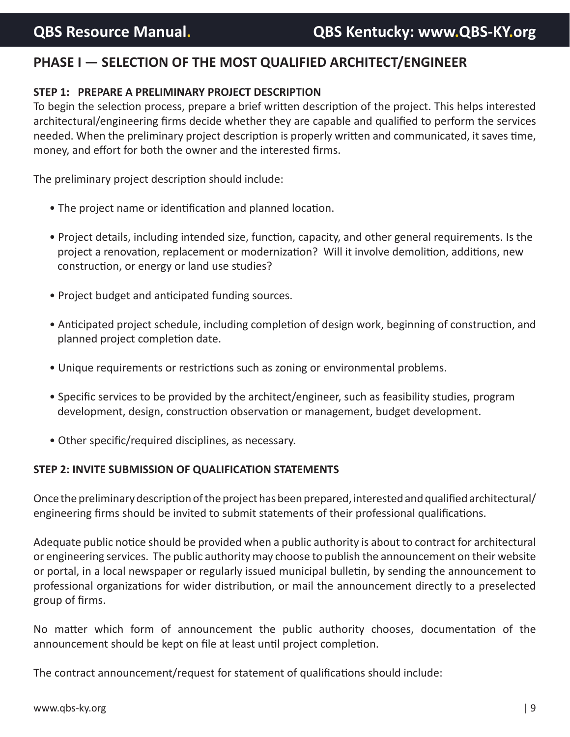## PHASE I — SELECTION OF THE MOST QUALIFIED ARCHITECT/ENGINEER

### STEP 1: PREPARE A PRELIMINARY PROJECT DESCRIPTION

To begin the selection process, prepare a brief written description of the project. This helps interested architectural/engineering firms decide whether they are capable and qualified to perform the services needed. When the preliminary project description is properly written and communicated, it saves time, money, and effort for both the owner and the interested firms.

The preliminary project description should include:

- The project name or identification and planned location.
- Project details, including intended size, function, capacity, and other general requirements. Is the project a renovation, replacement or modernization? Will it involve demolition, additions, new construction, or energy or land use studies?
- Project budget and anticipated funding sources.
- Anticipated project schedule, including completion of design work, beginning of construction, and planned project completion date.
- Unique requirements or restrictions such as zoning or environmental problems.
- Specific services to be provided by the architect/engineer, such as feasibility studies, program development, design, construction observation or management, budget development.
- Other specific/required disciplines, as necessary.

### STEP 2: INVITE SUBMISSION OF QUALIFICATION STATEMENTS

Once the preliminary description of the project has been prepared, interested and qualified architectural/engineering firms should be invited to submit statements of their professional qualifications.

Adequate public notice should be provided when a public authority is about to contract for architectural or engineering services. The public authority may choose to publish the announcement on their website or portal, in a local newspaper or regularly issued municipal bulletin, by sending the announcement to professional organizations for wider distribution, or mail the announcement directly to a preselected group of firms.

No matter which form of announcement the public authority chooses, documentation of the announcement should be kept on file at least until project completion.

The contract announcement/request for statement of qualifications should include: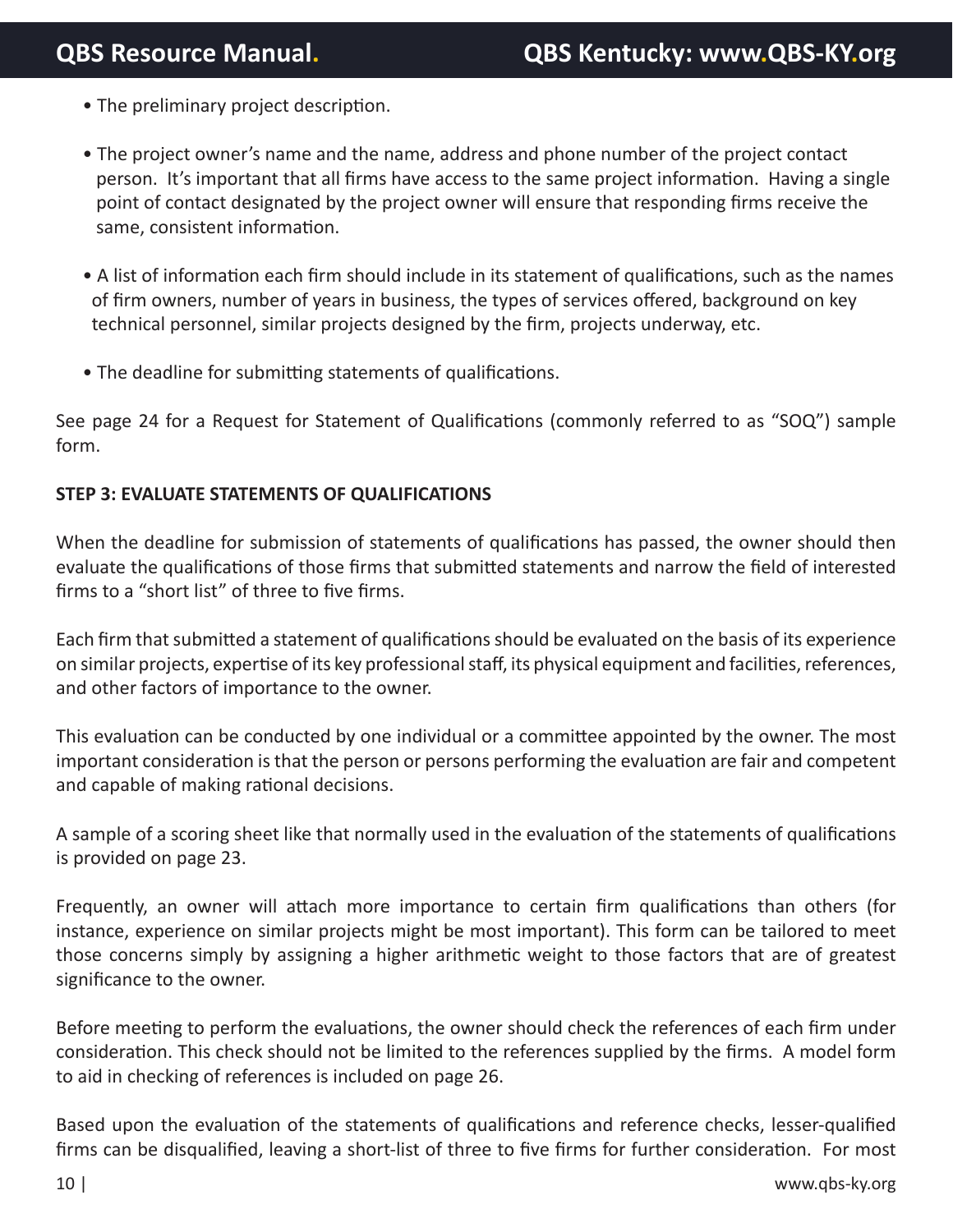- The preliminary project description.
- The project owner's name and the name, address and phone number of the project contact person. It's important that all firms have access to the same project information. Having a single point of contact designated by the project owner will ensure that responding firms receive the same, consistent information.
- A list of information each firm should include in its statement of qualifications, such as the names of firm owners, number of years in business, the types of services offered, background on key technical personnel, similar projects designed by the firm, projects underway, etc.
- The deadline for submitting statements of qualifications.

See page 24 for a Request for Statement of Qualifications (commonly referred to as "SOQ") sample form.

**STEP 3: EVALUATE STATEMENTS OF QUALIFICATIONS**

When the deadline for submission of statements of qualifications has passed, the owner should then evaluate the qualifications of those firms that submitted statements and narrow the field of interested firms to a "short list" of three to five firms.

Each firm that submitted a statement of qualifications should be evaluated on the basis of its experience on similar projects, expertise of its key professional staff, its physical equipment and facilities, references, and other factors of importance to the owner.

This evaluation can be conducted by one individual or a committee appointed by the owner. The most important consideration is that the person or persons performing the evaluation are fair and competent and capable of making rational decisions.

A sample of a scoring sheet like that normally used in the evaluation of the statements of qualifications is provided on page 23.

Frequently, an owner will attach more importance to certain firm qualifications than others (for instance, experience on similar projects might be most important). This form can be tailored to meet those concerns simply by assigning a higher arithmetic weight to those factors that are of greatest significance to the owner.

Before meeting to perform the evaluations, the owner should check the references of each firm under consideration. This check should not be limited to the references supplied by the firms. A model form to aid in checking of references is included on page 26.

Based upon the evaluation of the statements of qualifications and reference checks, lesser-qualified firms can be disqualified, leaving a short-list of three to five firms for further consideration. For most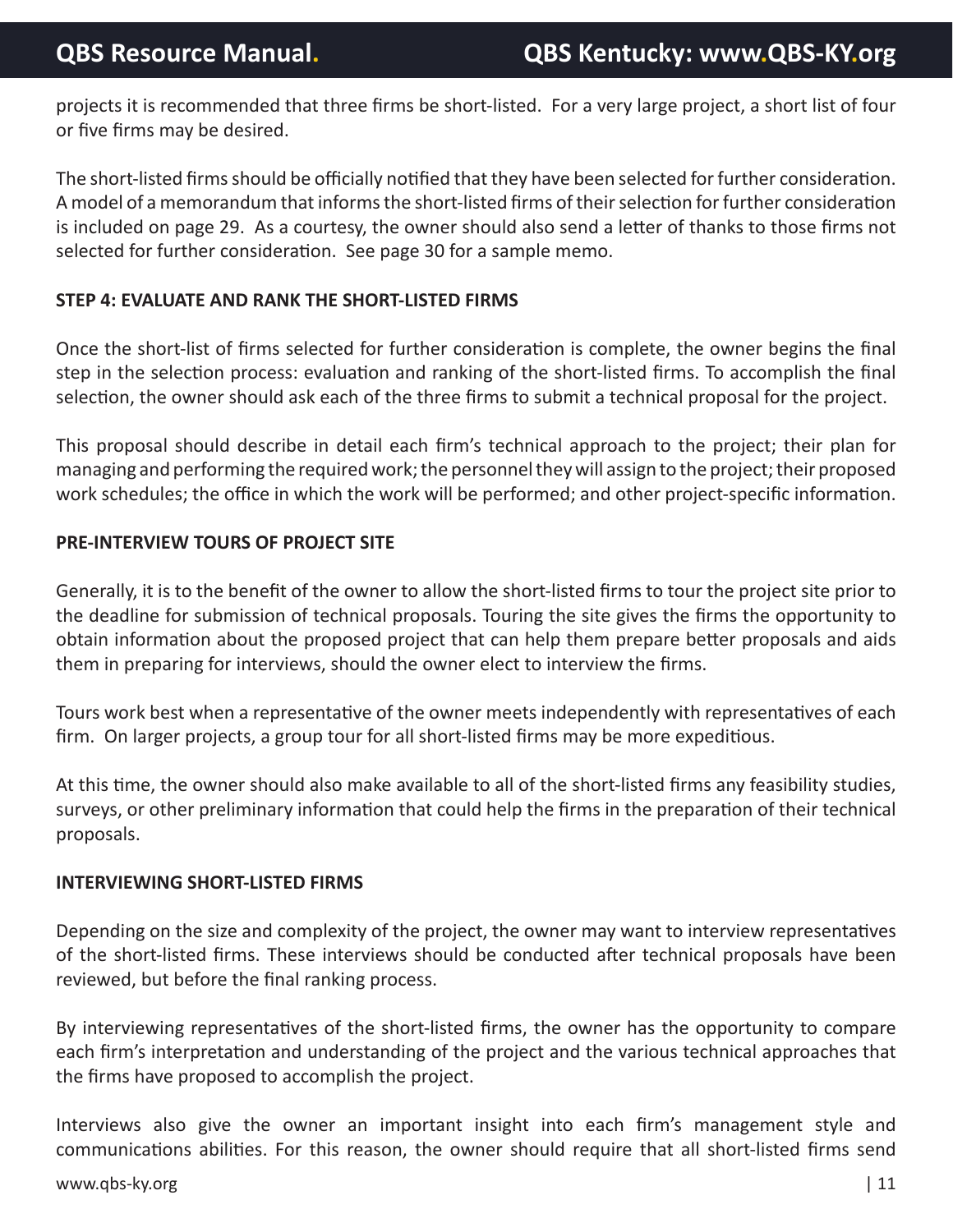projects it is recommended that three firms be short-listed. For a very large project, a short list of four or five firms may be desired.

The short-listed firms should be officially notified that they have been selected for further consideration. A model of a memorandum that informs the short-listed firms of their selection for further consideration is included on page 29. As a courtesy, the owner should also send a letter of thanks to those firms not selected for further consideration. See page 30 for a sample memo.

**STEP 4: EVALUATE AND RANK THE SHORT-LISTED FIRMS**

Once the short-list of firms selected for further consideration is complete, the owner begins the final step in the selection process: evaluation and ranking of the short-listed firms. To accomplish the final selection, the owner should ask each of the three firms to submit a technical proposal for the project.

This proposal should describe in detail each firm's technical approach to the project; their plan for managing and performing the required work; the personnel they will assign to the project; their proposed work schedules; the office in which the work will be performed; and other project-specific information.

**PRE-INTERVIEW TOURS OF PROJECT SITE**

Generally, it is to the benefit of the owner to allow the short-listed firms to tour the project site prior to the deadline for submission of technical proposals. Touring the site gives the firms the opportunity to obtain information about the proposed project that can help them prepare better proposals and aids them in preparing for interviews, should the owner elect to interview the firms.

Tours work best when a representative of the owner meets independently with representatives of each firm. On larger projects, a group tour for all short-listed firms may be more expeditious.

At this time, the owner should also make available to all of the short-listed firms any feasibility studies, surveys, or other preliminary information that could help the firms in the preparation of their technical proposals.

**INTERVIEWING SHORT-LISTED FIRMS**

Depending on the size and complexity of the project, the owner may want to interview representatives of the short-listed firms. These interviews should be conducted after technical proposals have been reviewed, but before the final ranking process.

By interviewing representatives of the short-listed firms, the owner has the opportunity to compare each firm's interpretation and understanding of the project and the various technical approaches that the firms have proposed to accomplish the project.

Interviews also give the owner an important insight into each firm's management style and communications abilities. For this reason, the owner should require that all short-listed firms send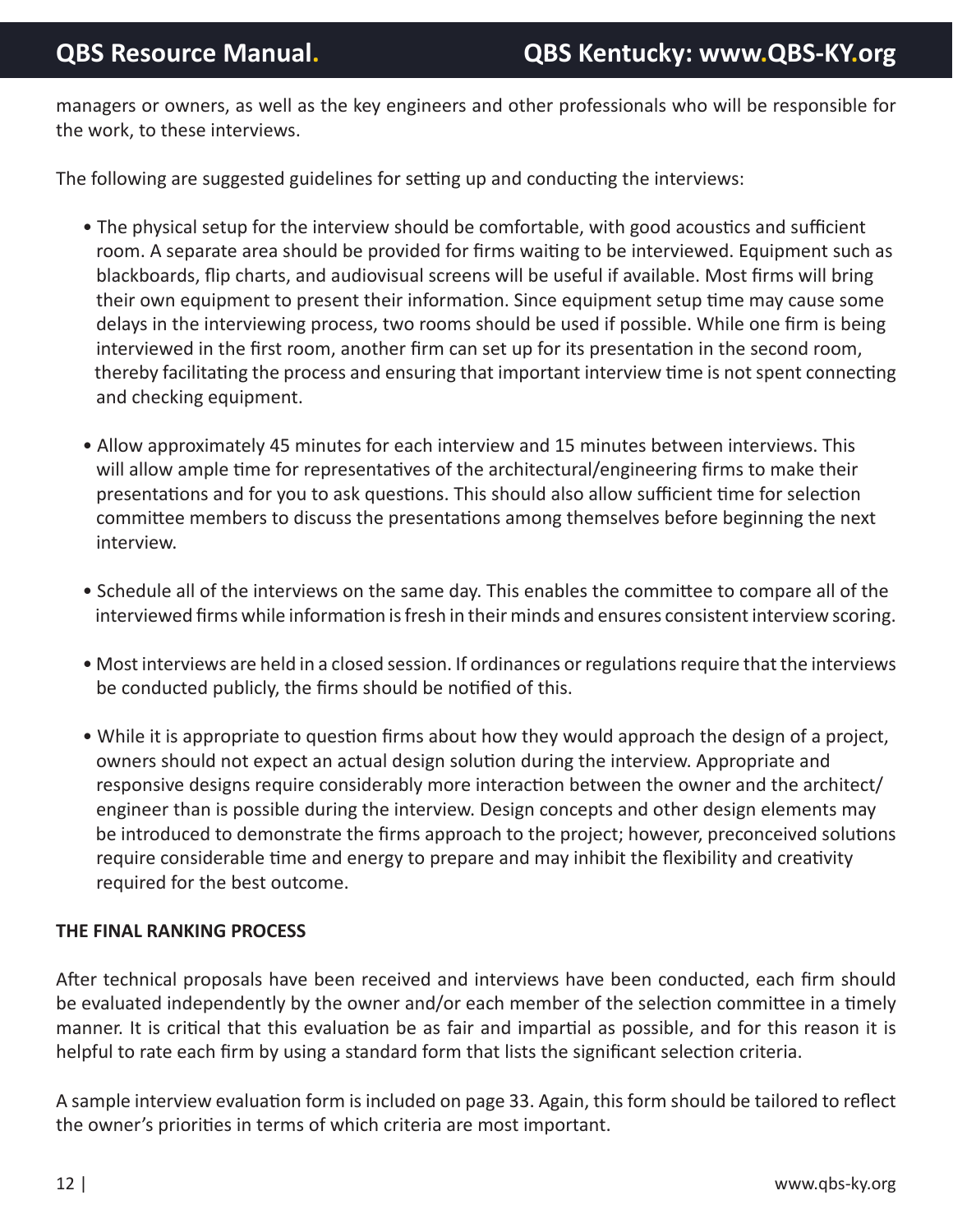managers or owners, as well as the key engineers and other professionals who will be responsible for the work, to these interviews.

The following are suggested guidelines for setting up and conducting the interviews:

- The physical setup for the interview should be comfortable, with good acoustics and sufficient room. A separate area should be provided for firms waiting to be interviewed. Equipment such as blackboards, flip charts, and audiovisual screens will be useful if available. Most firms will bring their own equipment to present their information. Since equipment setup time may cause some delays in the interviewing process, two rooms should be used if possible. While one firm is being interviewed in the first room, another firm can set up for its presentation in the second room, thereby facilitating the process and ensuring that important interview time is not spent connecting and checking equipment.

- Allow approximately 45 minutes for each interview and 15 minutes between interviews. This will allow ample time for representatives of the architectural/engineering firms to make their presentations and for you to ask questions. This should also allow sufficient time for selection committee members to discuss the presentations among themselves before beginning the next interview.

- Schedule all of the interviews on the same day. This enables the committee to compare all of the interviewed firms while information is fresh in their minds and ensures consistent interview scoring.

- Most interviews are held in a closed session. If ordinances or regulations require that the interviews be conducted publicly, the firms should be notified of this.

- While it is appropriate to question firms about how they would approach the design of a project, owners should not expect an actual design solution during the interview. Appropriate and responsive designs require considerably more interaction between the owner and the architect/engineer than is possible during the interview. Design concepts and other design elements may be introduced to demonstrate the firms approach to the project; however, preconceived solutions require considerable time and energy to prepare and may inhibit the flexibility and creativity required for the best outcome.

**THE FINAL RANKING PROCESS**

After technical proposals have been received and interviews have been conducted, each firm should be evaluated independently by the owner and/or each member of the selection committee in a timely manner. It is critical that this evaluation be as fair and impartial as possible, and for this reason it is helpful to rate each firm by using a standard form that lists the significant selection criteria.

A sample interview evaluation form is included on page 33. Again, this form should be tailored to reflect the owner's priorities in terms of which criteria are most important.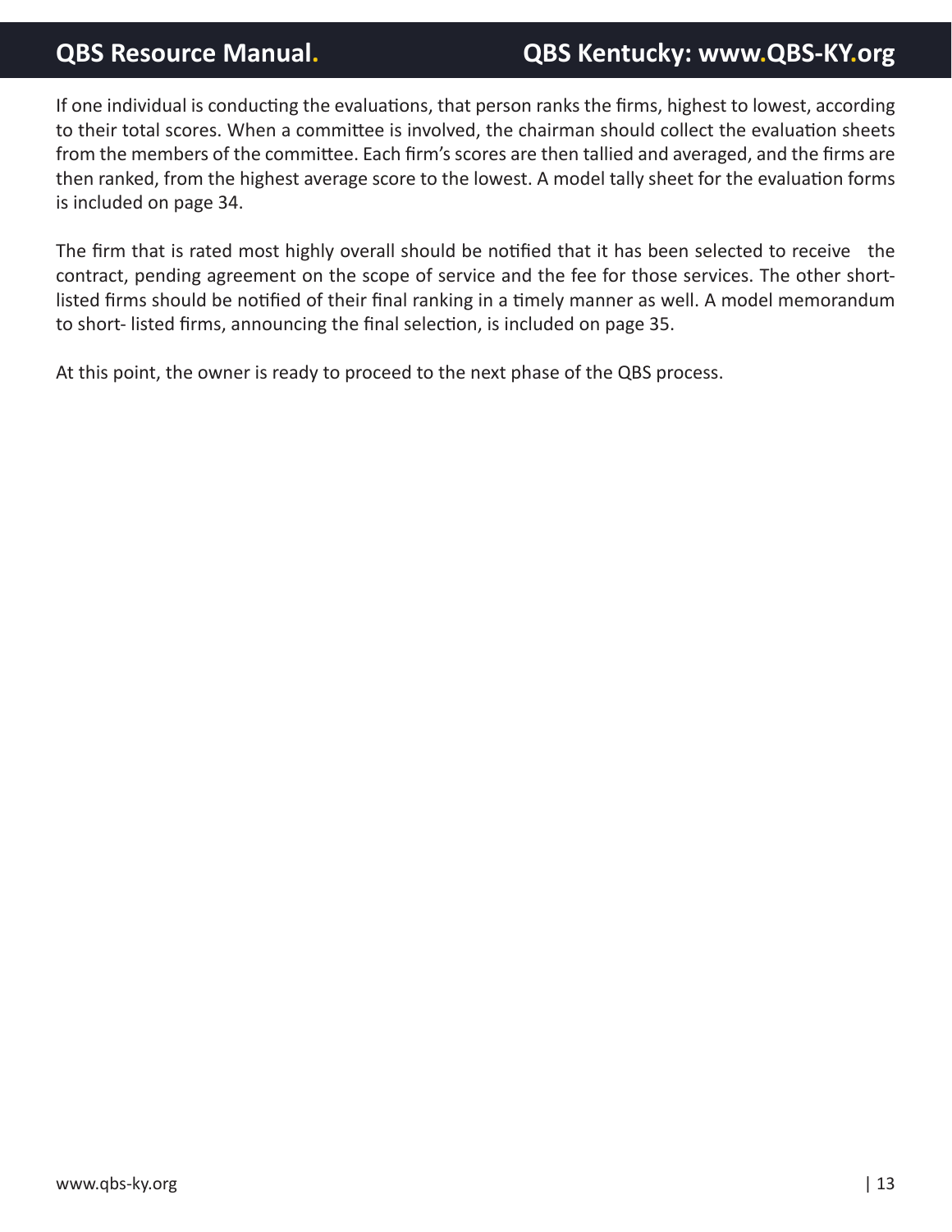If one individual is conducting the evaluations, that person ranks the firms, highest to lowest, according to their total scores. When a committee is involved, the chairman should collect the evaluation sheets from the members of the committee. Each firm's scores are then tallied and averaged, and the firms are then ranked, from the highest average score to the lowest. A model tally sheet for the evaluation forms is included on page 34.

The firm that is rated most highly overall should be notified that it has been selected to receive the contract, pending agreement on the scope of service and the fee for those services. The other short-listed firms should be notified of their final ranking in a timely manner as well. A model memorandum to short- listed firms, announcing the final selection, is included on page 35.

At this point, the owner is ready to proceed to the next phase of the QBS process.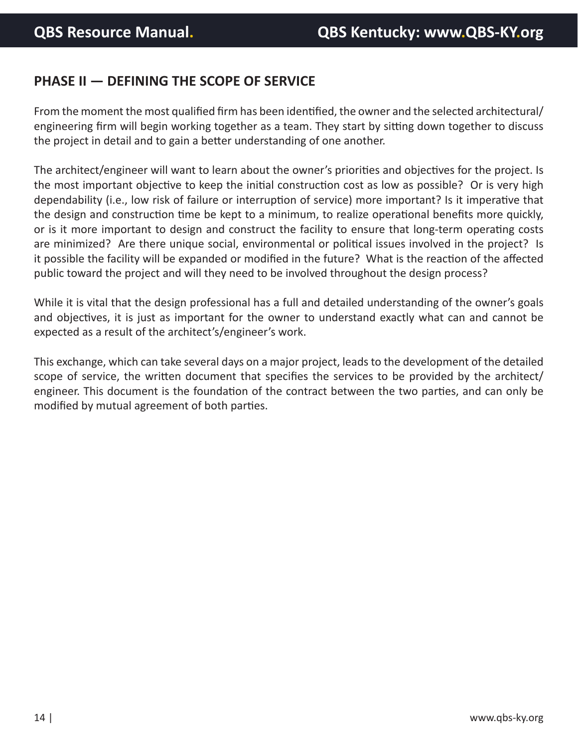## PHASE II — DEFINING THE SCOPE OF SERVICE

From the moment the most qualified firm has been identified, the owner and the selected architectural/engineering firm will begin working together as a team. They start by sitting down together to discuss the project in detail and to gain a better understanding of one another.

The architect/engineer will want to learn about the owner's priorities and objectives for the project. Is the most important objective to keep the initial construction cost as low as possible? Or is very high dependability (i.e., low risk of failure or interruption of service) more important? Is it imperative that the design and construction time be kept to a minimum, to realize operational benefits more quickly, or is it more important to design and construct the facility to ensure that long-term operating costs are minimized? Are there unique social, environmental or political issues involved in the project? Is it possible the facility will be expanded or modified in the future? What is the reaction of the affected public toward the project and will they need to be involved throughout the design process?

While it is vital that the design professional has a full and detailed understanding of the owner's goals and objectives, it is just as important for the owner to understand exactly what can and cannot be expected as a result of the architect's/engineer's work.

This exchange, which can take several days on a major project, leads to the development of the detailed scope of service, the written document that specifies the services to be provided by the architect/engineer. This document is the foundation of the contract between the two parties, and can only be modified by mutual agreement of both parties.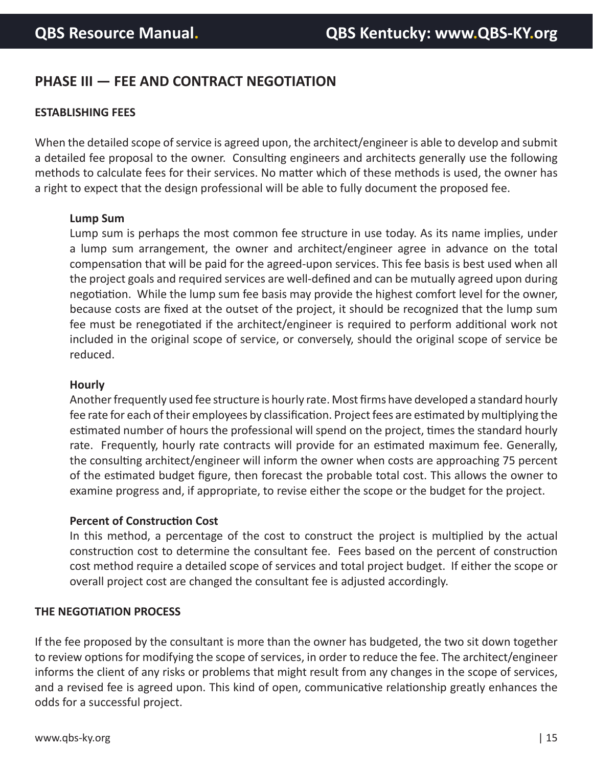## PHASE III — FEE AND CONTRACT NEGOTIATION

### ESTABLISHING FEES

When the detailed scope of service is agreed upon, the architect/engineer is able to develop and submit a detailed fee proposal to the owner. Consulting engineers and architects generally use the following methods to calculate fees for their services. No matter which of these methods is used, the owner has a right to expect that the design professional will be able to fully document the proposed fee.

**Lump Sum**

Lump sum is perhaps the most common fee structure in use today. As its name implies, under a lump sum arrangement, the owner and architect/engineer agree in advance on the total compensation that will be paid for the agreed-upon services. This fee basis is best used when all the project goals and required services are well-defined and can be mutually agreed upon during negotiation. While the lump sum fee basis may provide the highest comfort level for the owner, because costs are fixed at the outset of the project, it should be recognized that the lump sum fee must be renegotiated if the architect/engineer is required to perform additional work not included in the original scope of service, or conversely, should the original scope of service be reduced.

**Hourly**

Another frequently used fee structure is hourly rate. Most firms have developed a standard hourly fee rate for each of their employees by classification. Project fees are estimated by multiplying the estimated number of hours the professional will spend on the project, times the standard hourly rate. Frequently, hourly rate contracts will provide for an estimated maximum fee. Generally, the consulting architect/engineer will inform the owner when costs are approaching 75 percent of the estimated budget figure, then forecast the probable total cost. This allows the owner to examine progress and, if appropriate, to revise either the scope or the budget for the project.

**Percent of Construction Cost**

In this method, a percentage of the cost to construct the project is multiplied by the actual construction cost to determine the consultant fee. Fees based on the percent of construction cost method require a detailed scope of services and total project budget. If either the scope or overall project cost are changed the consultant fee is adjusted accordingly.

### THE NEGOTIATION PROCESS

If the fee proposed by the consultant is more than the owner has budgeted, the two sit down together to review options for modifying the scope of services, in order to reduce the fee. The architect/engineer informs the client of any risks or problems that might result from any changes in the scope of services, and a revised fee is agreed upon. This kind of open, communicative relationship greatly enhances the odds for a successful project.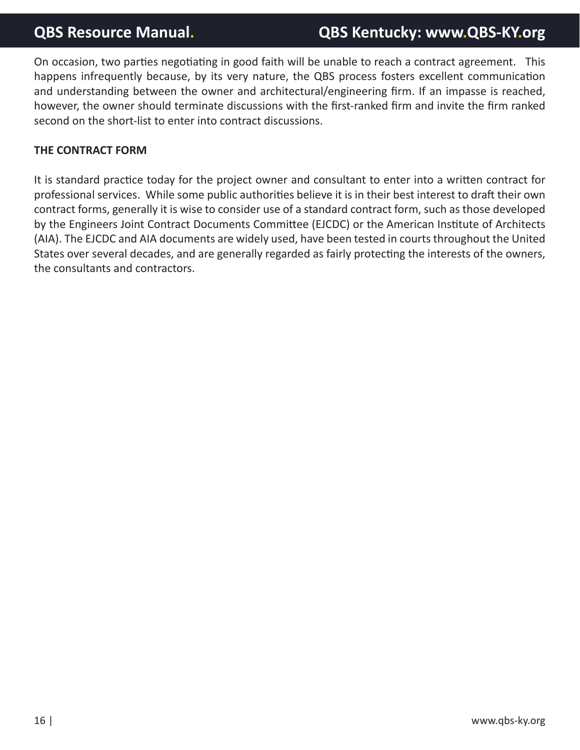On occasion, two parties negotiating in good faith will be unable to reach a contract agreement. This happens infrequently because, by its very nature, the QBS process fosters excellent communication and understanding between the owner and architectural/engineering firm. If an impasse is reached, however, the owner should terminate discussions with the first-ranked firm and invite the firm ranked second on the short-list to enter into contract discussions.

**THE CONTRACT FORM**

It is standard practice today for the project owner and consultant to enter into a written contract for professional services. While some public authorities believe it is in their best interest to draft their own contract forms, generally it is wise to consider use of a standard contract form, such as those developed by the Engineers Joint Contract Documents Committee (EJCDC) or the American Institute of Architects (AIA). The EJCDC and AIA documents are widely used, have been tested in courts throughout the United States over several decades, and are generally regarded as fairly protecting the interests of the owners, the consultants and contractors.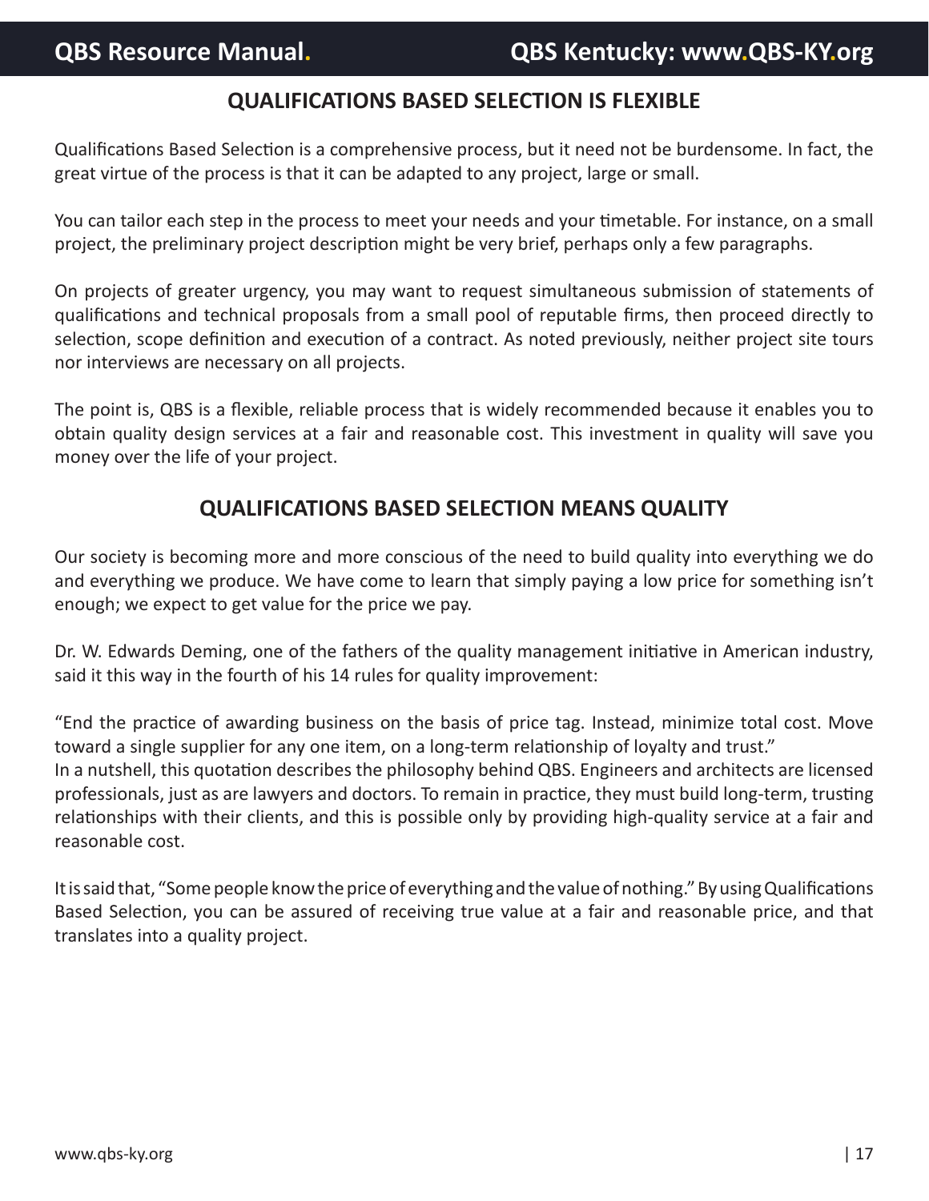## QUALIFICATIONS BASED SELECTION IS FLEXIBLE

Qualifications Based Selection is a comprehensive process, but it need not be burdensome. In fact, the great virtue of the process is that it can be adapted to any project, large or small.

You can tailor each step in the process to meet your needs and your timetable. For instance, on a small project, the preliminary project description might be very brief, perhaps only a few paragraphs.

On projects of greater urgency, you may want to request simultaneous submission of statements of qualifications and technical proposals from a small pool of reputable firms, then proceed directly to selection, scope definition and execution of a contract. As noted previously, neither project site tours nor interviews are necessary on all projects.

The point is, QBS is a flexible, reliable process that is widely recommended because it enables you to obtain quality design services at a fair and reasonable cost. This investment in quality will save you money over the life of your project.

## QUALIFICATIONS BASED SELECTION MEANS QUALITY

Our society is becoming more and more conscious of the need to build quality into everything we do and everything we produce. We have come to learn that simply paying a low price for something isn't enough; we expect to get value for the price we pay.

Dr. W. Edwards Deming, one of the fathers of the quality management initiative in American industry, said it this way in the fourth of his 14 rules for quality improvement:

"End the practice of awarding business on the basis of price tag. Instead, minimize total cost. Move toward a single supplier for any one item, on a long-term relationship of loyalty and trust."

In a nutshell, this quotation describes the philosophy behind QBS. Engineers and architects are licensed professionals, just as are lawyers and doctors. To remain in practice, they must build long-term, trusting relationships with their clients, and this is possible only by providing high-quality service at a fair and reasonable cost.

It is said that, "Some people know the price of everything and the value of nothing." By using Qualifications Based Selection, you can be assured of receiving true value at a fair and reasonable price, and that translates into a quality project.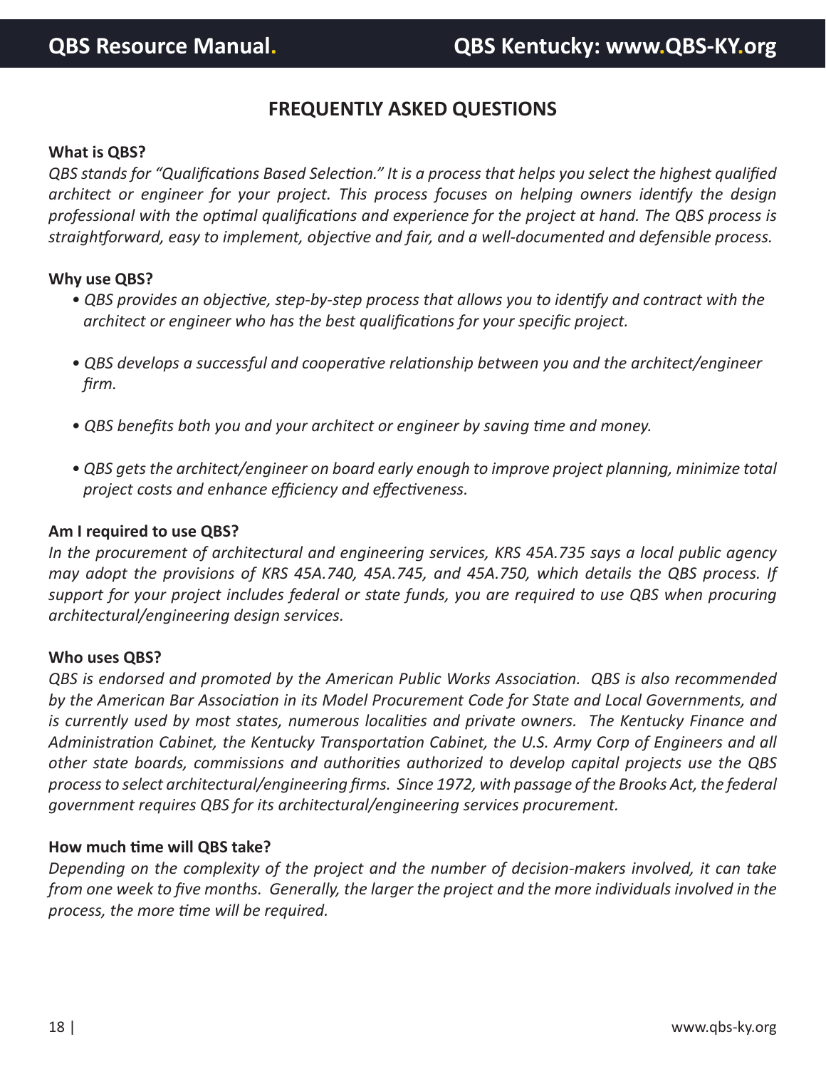## FREQUENTLY ASKED QUESTIONS

**What is QBS?**

*QBS stands for "Qualifications Based Selection." It is a process that helps you select the highest qualified architect or engineer for your project. This process focuses on helping owners identify the design professional with the optimal qualifications and experience for the project at hand. The QBS process is straightforward, easy to implement, objective and fair, and a well-documented and defensible process.*

**Why use QBS?**

- *QBS provides an objective, step-by-step process that allows you to identify and contract with the architect or engineer who has the best qualifications for your specific project.*
- *QBS develops a successful and cooperative relationship between you and the architect/engineer firm.*
- *QBS benefits both you and your architect or engineer by saving time and money.*
- *QBS gets the architect/engineer on board early enough to improve project planning, minimize total project costs and enhance efficiency and effectiveness.*

**Am I required to use QBS?**

*In the procurement of architectural and engineering services, KRS 45A.735 says a local public agency may adopt the provisions of KRS 45A.740, 45A.745, and 45A.750, which details the QBS process. If support for your project includes federal or state funds, you are required to use QBS when procuring architectural/engineering design services.*

**Who uses QBS?**

*QBS is endorsed and promoted by the American Public Works Association. QBS is also recommended by the American Bar Association in its Model Procurement Code for State and Local Governments, and is currently used by most states, numerous localities and private owners. The Kentucky Finance and Administration Cabinet, the Kentucky Transportation Cabinet, the U.S. Army Corp of Engineers and all other state boards, commissions and authorities authorized to develop capital projects use the QBS process to select architectural/engineering firms. Since 1972, with passage of the Brooks Act, the federal government requires QBS for its architectural/engineering services procurement.*

**How much time will QBS take?**

*Depending on the complexity of the project and the number of decision-makers involved, it can take from one week to five months. Generally, the larger the project and the more individuals involved in the process, the more time will be required.*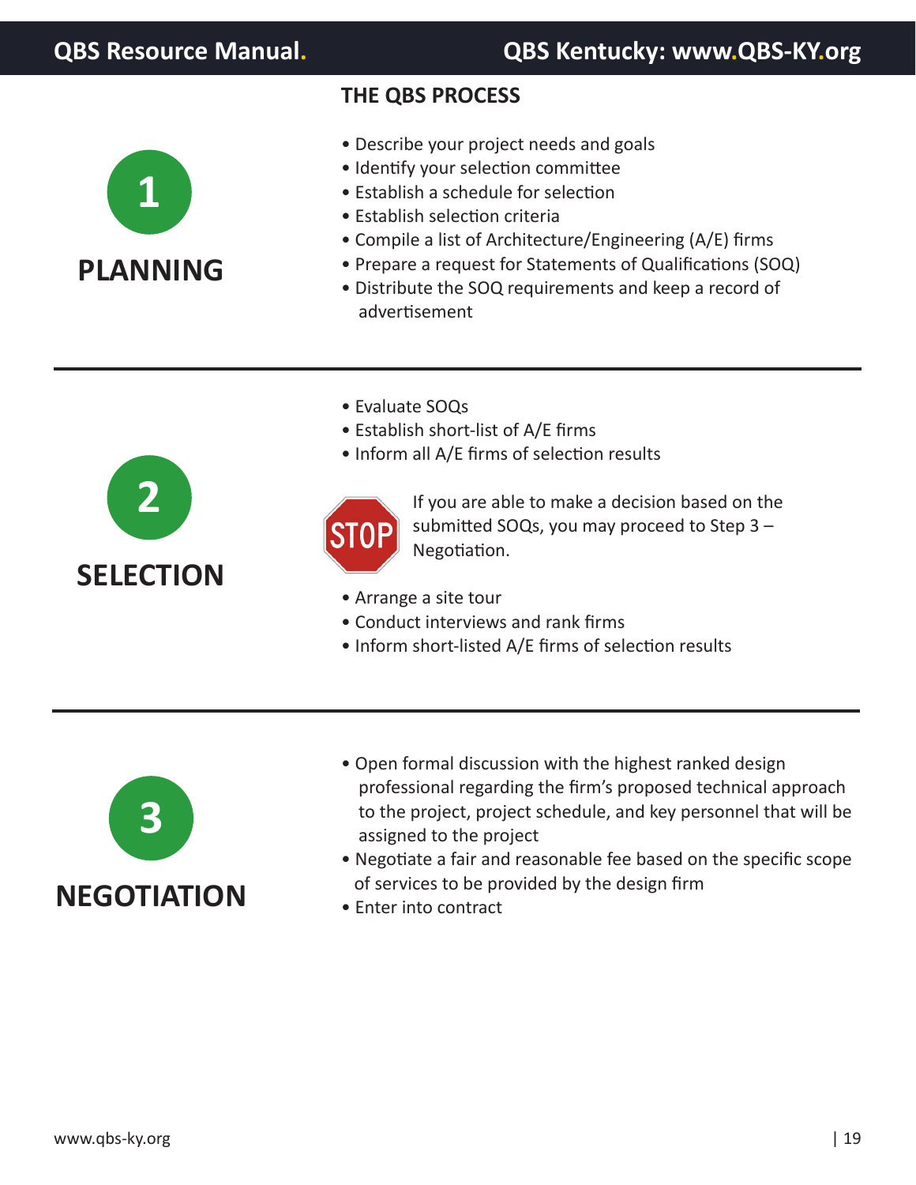## THE QBS PROCESS

### 1 PLANNING

- Describe your project needs and goals
- Identify your selection committee
- Establish a schedule for selection
- Establish selection criteria
- Compile a list of Architecture/Engineering (A/E) firms
- Prepare a request for Statements of Qualifications (SOQ)
- Distribute the SOQ requirements and keep a record of advertisement

---

### 2 SELECTION

- Evaluate SOQs
- Establish short-list of A/E firms
- Inform all A/E firms of selection results

STOP: If you are able to make a decision based on the submitted SOQs, you may proceed to Step 3 – Negotiation.

- Arrange a site tour
- Conduct interviews and rank firms
- Inform short-listed A/E firms of selection results

---

### 3 NEGOTIATION

- Open formal discussion with the highest ranked design professional regarding the firm's proposed technical approach to the project, project schedule, and key personnel that will be assigned to the project
- Negotiate a fair and reasonable fee based on the specific scope of services to be provided by the design firm
- Enter into contract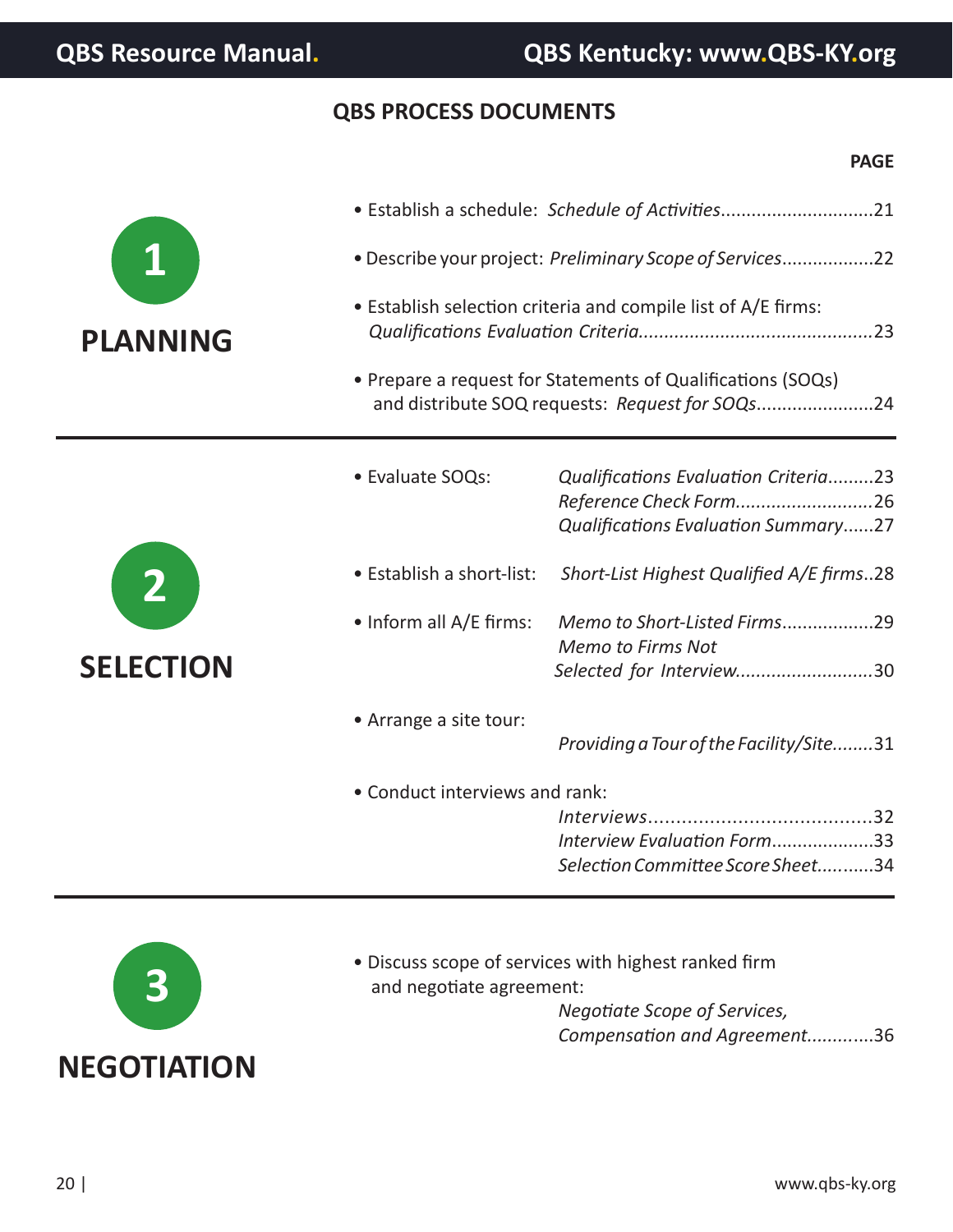## QBS PROCESS DOCUMENTS

**PAGE**

### 1 PLANNING

- Establish a schedule: *Schedule of Activities*..............................21
- Describe your project: *Preliminary Scope of Services*..................22
- Establish selection criteria and compile list of A/E firms: *Qualifications Evaluation Criteria*.............................................23
- Prepare a request for Statements of Qualifications (SOQs) and distribute SOQ requests: *Request for SOQs*.......................24

### 2 SELECTION

- Evaluate SOQs:
  - *Qualifications Evaluation Criteria*.........23
  - *Reference Check Form*...........................26
  - *Qualifications Evaluation Summary*......27
- Establish a short-list: *Short-List Highest Qualified A/E firms*..28
- Inform all A/E firms:
  - *Memo to Short-Listed Firms*..................29
  - *Memo to Firms Not Selected for Interview*...........................30
- Arrange a site tour:
  - *Providing a Tour of the Facility/Site*........31
- Conduct interviews and rank:
  - *Interviews*........................................32
  - *Interview Evaluation Form*....................33
  - *Selection Committee Score Sheet*...........34

### 3 NEGOTIATION

- Discuss scope of services with highest ranked firm and negotiate agreement:
  - *Negotiate Scope of Services, Compensation and Agreement*.............36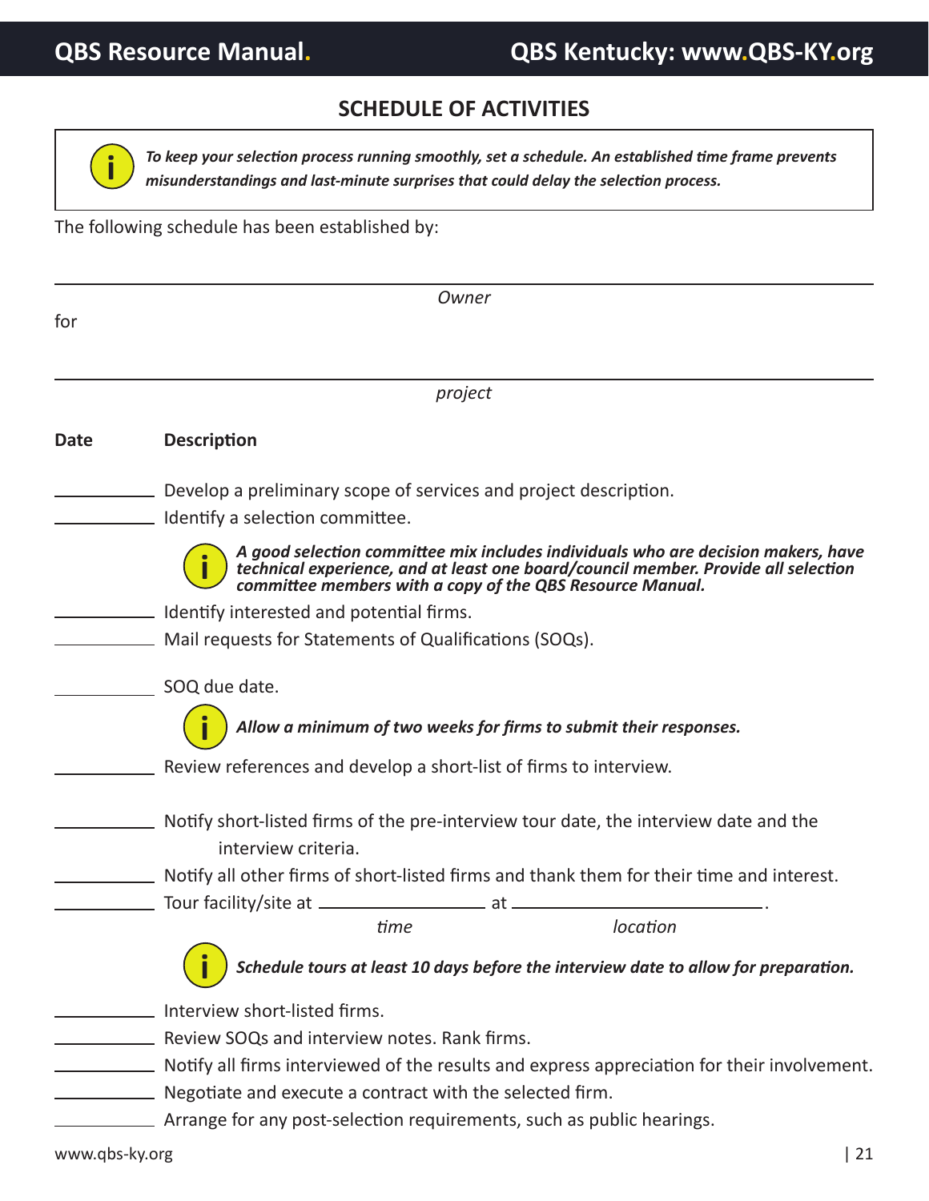## SCHEDULE OF ACTIVITIES

> ***To keep your selection process running smoothly, set a schedule. An established time frame prevents misunderstandings and last-minute surprises that could delay the selection process.***

The following schedule has been established by:

\_\_\_\_\_\_\_\_\_\_\_\_\_\_\_\_\_\_\_\_\_\_\_\_\_\_\_\_\_\_\_\_\_\_\_\_\_\_\_\_\_\_\_\_\_\_\_\_

*Owner*

for

\_\_\_\_\_\_\_\_\_\_\_\_\_\_\_\_\_\_\_\_\_\_\_\_\_\_\_\_\_\_\_\_\_\_\_\_\_\_\_\_\_\_\_\_\_\_\_\_

*project*

**Date** **Description**

\_\_\_\_\_\_\_\_\_\_ Develop a preliminary scope of services and project description.

\_\_\_\_\_\_\_\_\_\_ Identify a selection committee.

> ***A good selection committee mix includes individuals who are decision makers, have technical experience, and at least one board/council member. Provide all selection committee members with a copy of the QBS Resource Manual.***

\_\_\_\_\_\_\_\_\_\_ Identify interested and potential firms.

\_\_\_\_\_\_\_\_\_\_ Mail requests for Statements of Qualifications (SOQs).

\_\_\_\_\_\_\_\_\_\_ SOQ due date.

> ***Allow a minimum of two weeks for firms to submit their responses.***

\_\_\_\_\_\_\_\_\_\_ Review references and develop a short-list of firms to interview.

\_\_\_\_\_\_\_\_\_\_ Notify short-listed firms of the pre-interview tour date, the interview date and the interview criteria.

\_\_\_\_\_\_\_\_\_\_ Notify all other firms of short-listed firms and thank them for their time and interest.

\_\_\_\_\_\_\_\_\_\_ Tour facility/site at \_\_\_\_\_\_\_\_\_\_\_\_\_\_ at \_\_\_\_\_\_\_\_\_\_\_\_\_\_\_\_\_\_\_\_\_\_.

*time* *location*

> ***Schedule tours at least 10 days before the interview date to allow for preparation.***

\_\_\_\_\_\_\_\_\_\_ Interview short-listed firms.

\_\_\_\_\_\_\_\_\_\_ Review SOQs and interview notes. Rank firms.

\_\_\_\_\_\_\_\_\_\_ Notify all firms interviewed of the results and express appreciation for their involvement.

\_\_\_\_\_\_\_\_\_\_ Negotiate and execute a contract with the selected firm.

\_\_\_\_\_\_\_\_\_\_ Arrange for any post-selection requirements, such as public hearings.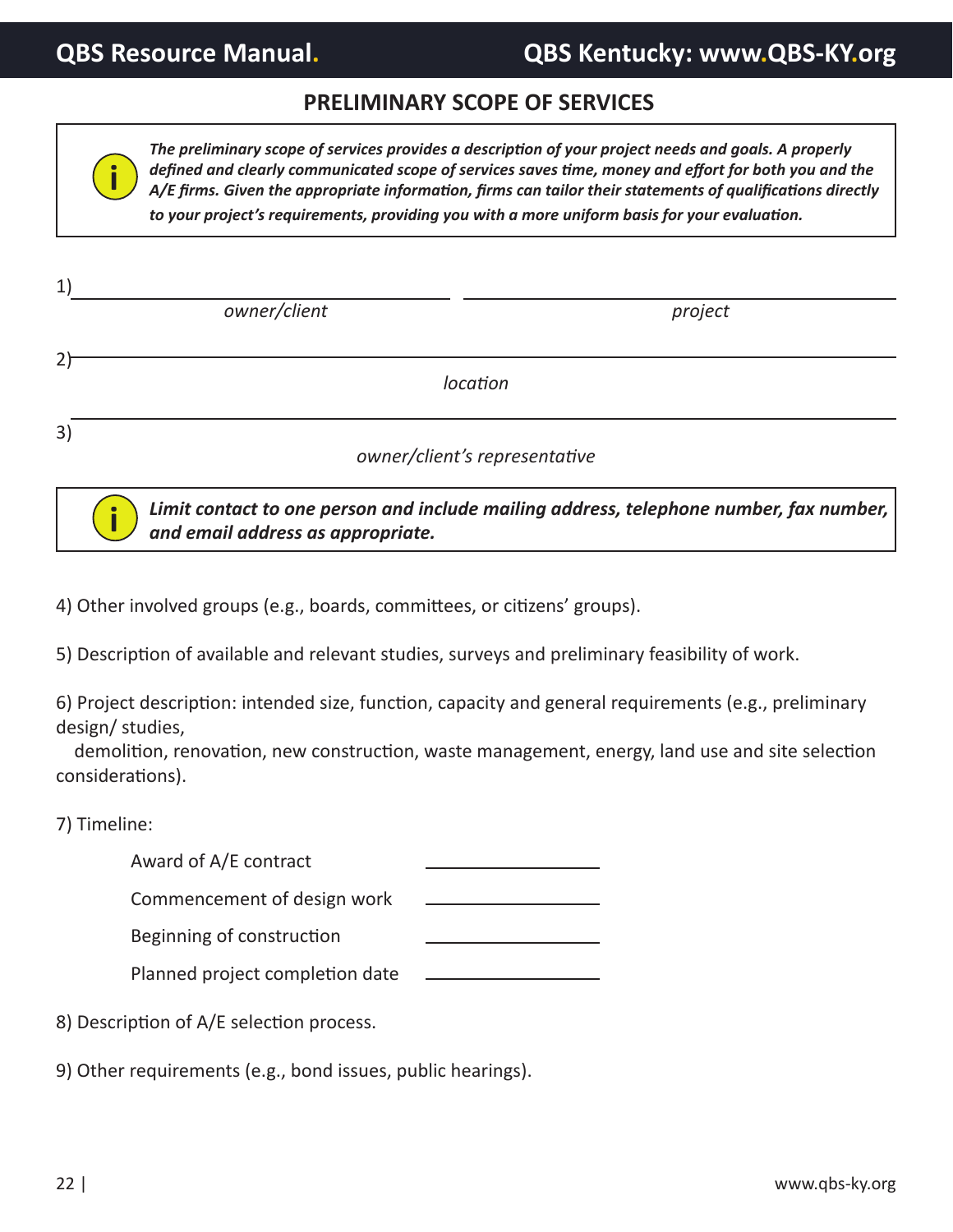## PRELIMINARY SCOPE OF SERVICES

> *The preliminary scope of services provides a description of your project needs and goals. A properly defined and clearly communicated scope of services saves time, money and effort for both you and the A/E firms. Given the appropriate information, firms can tailor their statements of qualifications directly to your project's requirements, providing you with a more uniform basis for your evaluation.*

1) ______________________________ ______________________________

*owner/client* *project*

2) ____________________________________________________________

*location*

3) ____________________________________________________________

*owner/client's representative*

> ***Limit contact to one person and include mailing address, telephone number, fax number, and email address as appropriate.***

4) Other involved groups (e.g., boards, committees, or citizens' groups).

5) Description of available and relevant studies, surveys and preliminary feasibility of work.

6) Project description: intended size, function, capacity and general requirements (e.g., preliminary design/ studies, demolition, renovation, new construction, waste management, energy, land use and site selection considerations).

7) Timeline:

| | |
|---|---|
| Award of A/E contract | ____________ |
| Commencement of design work | ____________ |
| Beginning of construction | ____________ |
| Planned project completion date | ____________ |

8) Description of A/E selection process.

9) Other requirements (e.g., bond issues, public hearings).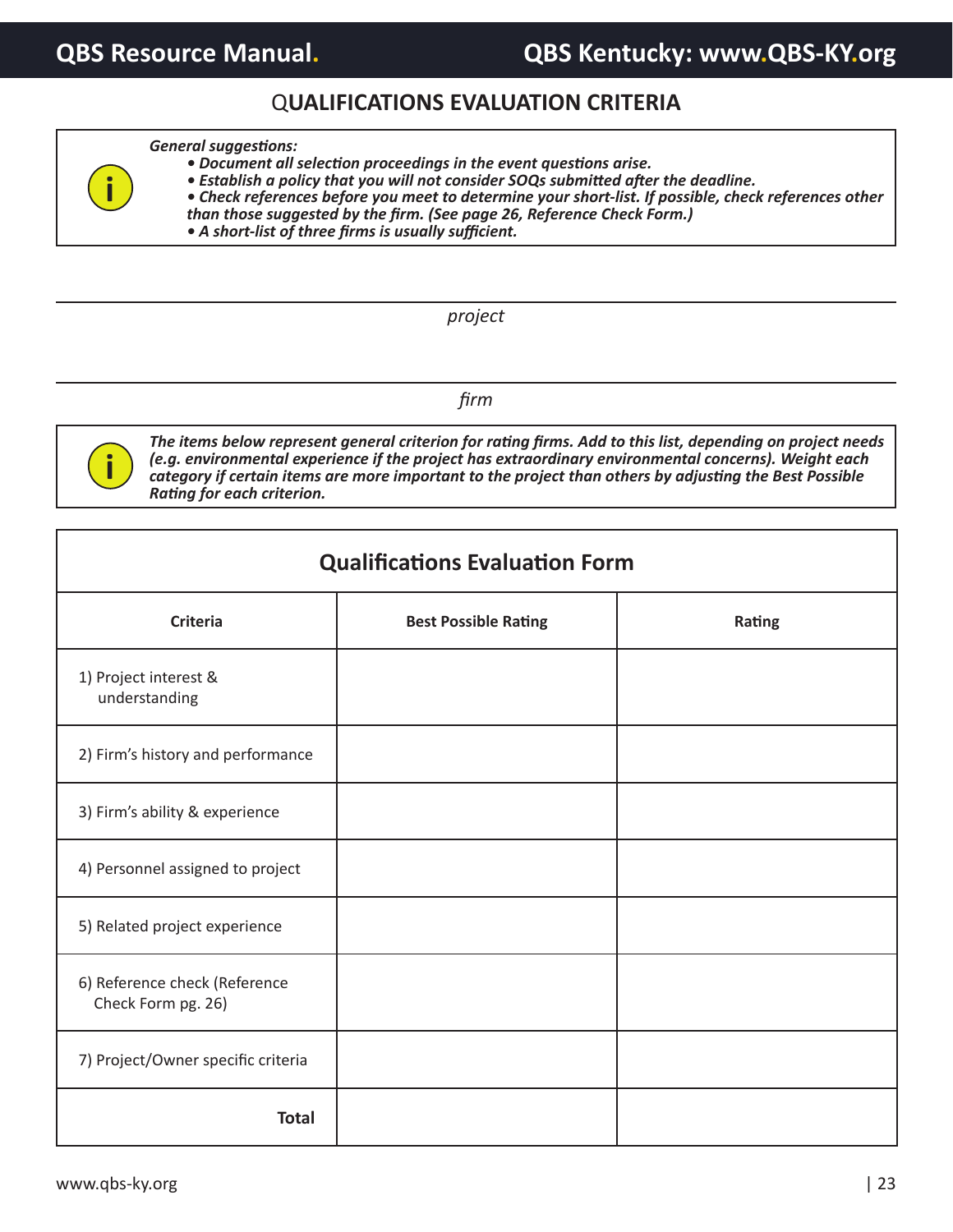# QUALIFICATIONS EVALUATION CRITERIA

***General suggestions:***

- ***Document all selection proceedings in the event questions arise.***
- ***Establish a policy that you will not consider SOQs submitted after the deadline.***
- ***Check references before you meet to determine your short-list. If possible, check references other than those suggested by the firm. (See page 26, Reference Check Form.)***
- ***A short-list of three firms is usually sufficient.***

---

*project*

---

*firm*

***The items below represent general criterion for rating firms. Add to this list, depending on project needs (e.g. environmental experience if the project has extraordinary environmental concerns). Weight each category if certain items are more important to the project than others by adjusting the Best Possible Rating for each criterion.***

**Qualifications Evaluation Form**

| Criteria | Best Possible Rating | Rating |
|---|---|---|
| 1) Project interest & understanding | | |
| 2) Firm's history and performance | | |
| 3) Firm's ability & experience | | |
| 4) Personnel assigned to project | | |
| 5) Related project experience | | |
| 6) Reference check (Reference Check Form pg. 26) | | |
| 7) Project/Owner specific criteria | | |
| **Total** | | |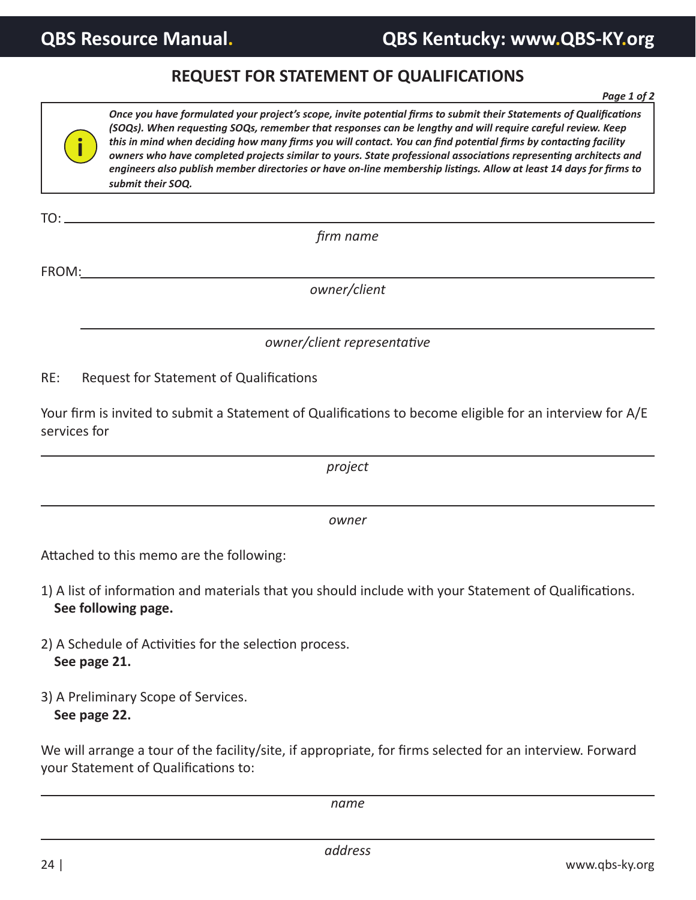# REQUEST FOR STATEMENT OF QUALIFICATIONS

***Page 1 of 2***

> ***Once you have formulated your project's scope, invite potential firms to submit their Statements of Qualifications (SOQs). When requesting SOQs, remember that responses can be lengthy and will require careful review. Keep this in mind when deciding how many firms you will contact. You can find potential firms by contacting facility owners who have completed projects similar to yours. State professional associations representing architects and engineers also publish member directories or have on-line membership listings. Allow at least 14 days for firms to submit their SOQ.***

TO: ______________________________________________

*firm name*

FROM: ______________________________________________

*owner/client*

______________________________________________

*owner/client representative*

RE: Request for Statement of Qualifications

Your firm is invited to submit a Statement of Qualifications to become eligible for an interview for A/E services for

______________________________________________

*project*

______________________________________________

*owner*

Attached to this memo are the following:

1) A list of information and materials that you should include with your Statement of Qualifications.
   **See following page.**

2) A Schedule of Activities for the selection process.
   **See page 21.**

3) A Preliminary Scope of Services.
   **See page 22.**

We will arrange a tour of the facility/site, if appropriate, for firms selected for an interview. Forward your Statement of Qualifications to:

______________________________________________

*name*

______________________________________________

*address*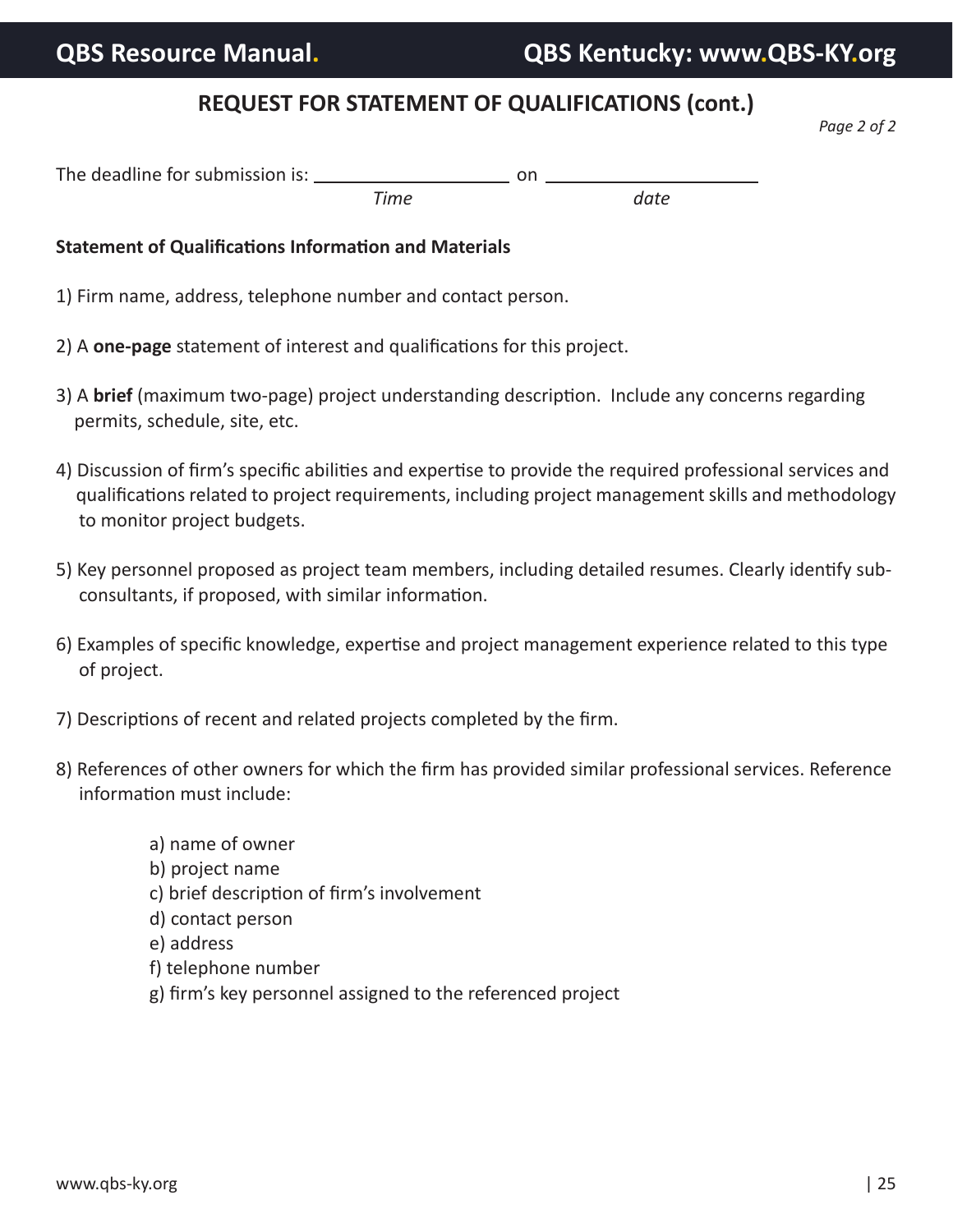## REQUEST FOR STATEMENT OF QUALIFICATIONS (cont.)

*Page 2 of 2*

The deadline for submission is: ____________________ on ______________________
*Time* *date*

**Statement of Qualifications Information and Materials**

1) Firm name, address, telephone number and contact person.

2) A **one-page** statement of interest and qualifications for this project.

3) A **brief** (maximum two-page) project understanding description. Include any concerns regarding permits, schedule, site, etc.

4) Discussion of firm's specific abilities and expertise to provide the required professional services and qualifications related to project requirements, including project management skills and methodology to monitor project budgets.

5) Key personnel proposed as project team members, including detailed resumes. Clearly identify sub-consultants, if proposed, with similar information.

6) Examples of specific knowledge, expertise and project management experience related to this type of project.

7) Descriptions of recent and related projects completed by the firm.

8) References of other owners for which the firm has provided similar professional services. Reference information must include:

   a) name of owner
   b) project name
   c) brief description of firm's involvement
   d) contact person
   e) address
   f) telephone number
   g) firm's key personnel assigned to the referenced project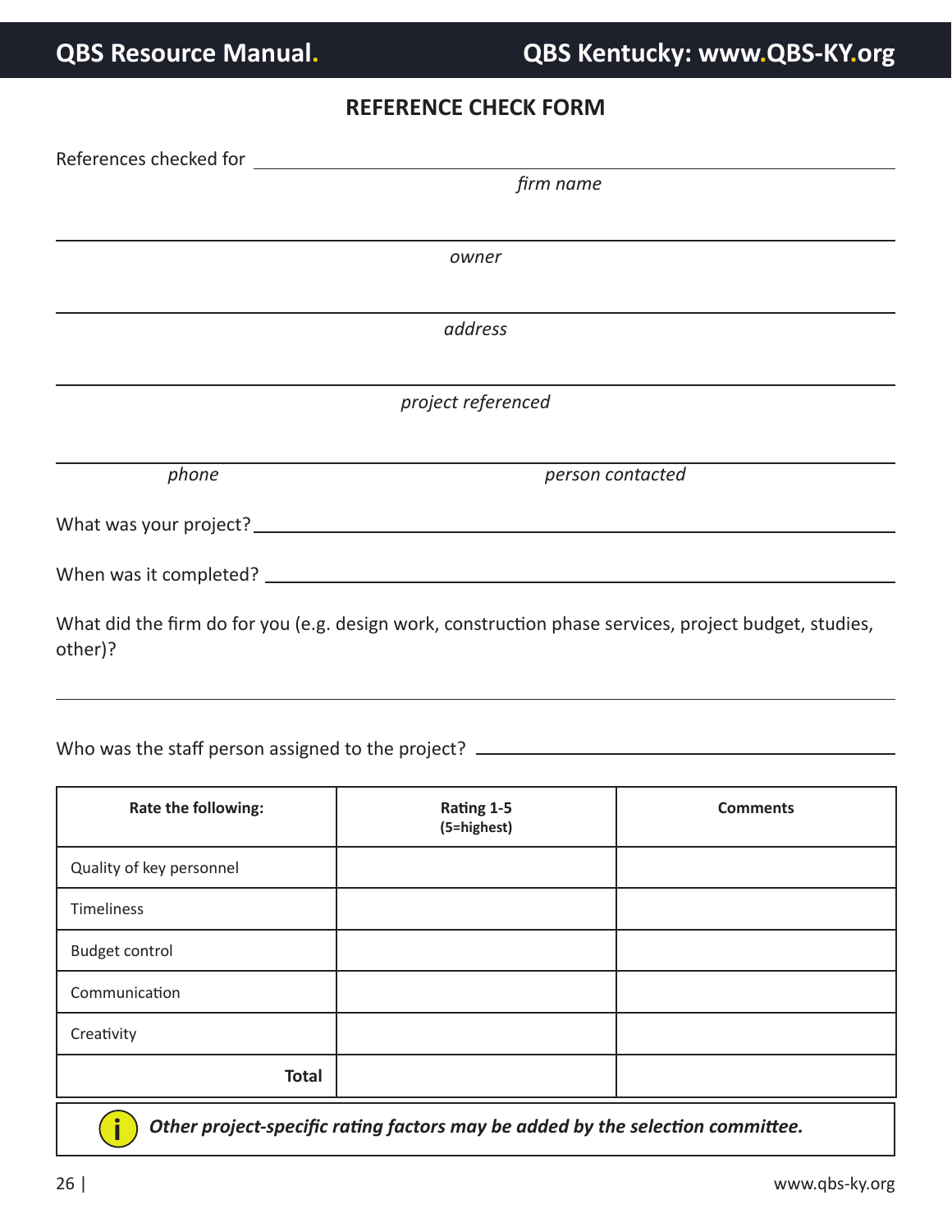## REFERENCE CHECK FORM

References checked for ______________________________________________
*firm name*

______________________________________________
*owner*

______________________________________________
*address*

______________________________________________
*project referenced*

______________________________________________
*phone* *person contacted*

What was your project? ______________________________________________

When was it completed? ______________________________________________

What did the firm do for you (e.g. design work, construction phase services, project budget, studies, other)?

______________________________________________

Who was the staff person assigned to the project? ______________________________________________

| Rate the following: | Rating 1-5 (5=highest) | Comments |
|---|---|---|
| Quality of key personnel | | |
| Timeliness | | |
| Budget control | | |
| Communication | | |
| Creativity | | |
| **Total** | | |

***Other project-specific rating factors may be added by the selection committee.***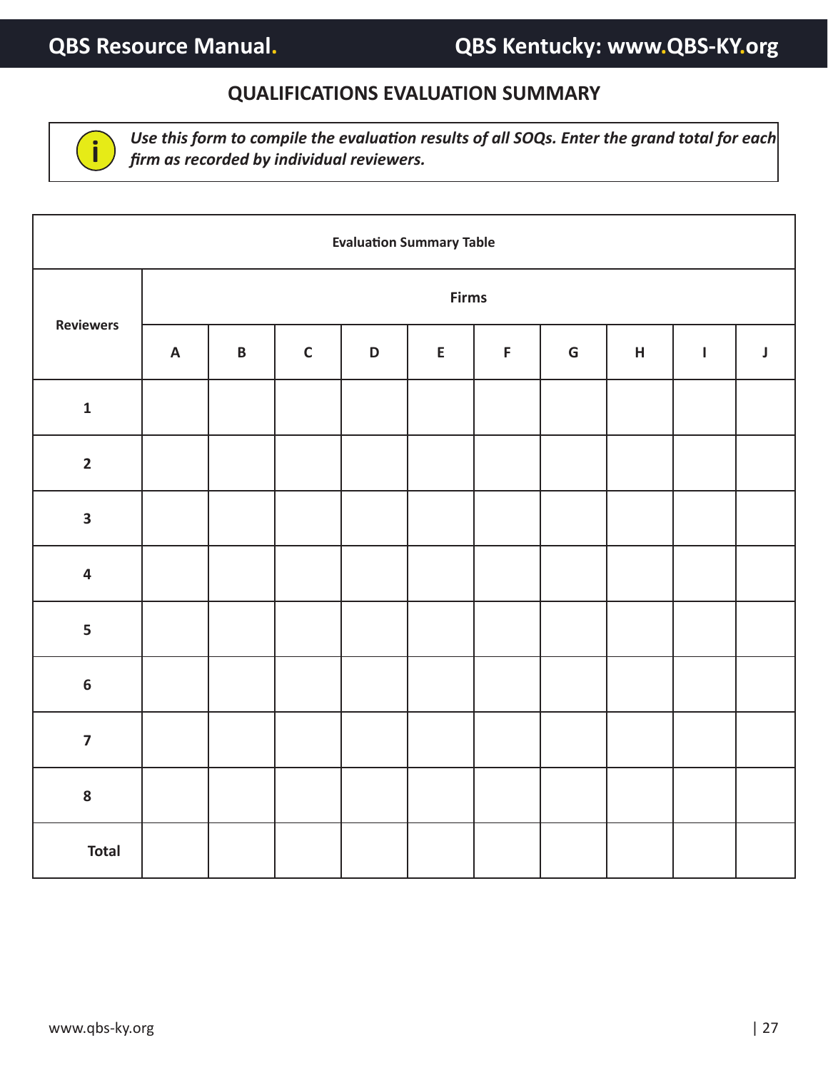## QUALIFICATIONS EVALUATION SUMMARY

*Use this form to compile the evaluation results of all SOQs. Enter the grand total for each firm as recorded by individual reviewers.*

| Evaluation Summary Table | | | | | | | | | | |
|---|---|---|---|---|---|---|---|---|---|---|
| Reviewers | Firms | | | | | | | | | |
| | A | B | C | D | E | F | G | H | I | J |
| 1 | | | | | | | | | | |
| 2 | | | | | | | | | | |
| 3 | | | | | | | | | | |
| 4 | | | | | | | | | | |
| 5 | | | | | | | | | | |
| 6 | | | | | | | | | | |
| 7 | | | | | | | | | | |
| 8 | | | | | | | | | | |
| Total | | | | | | | | | | |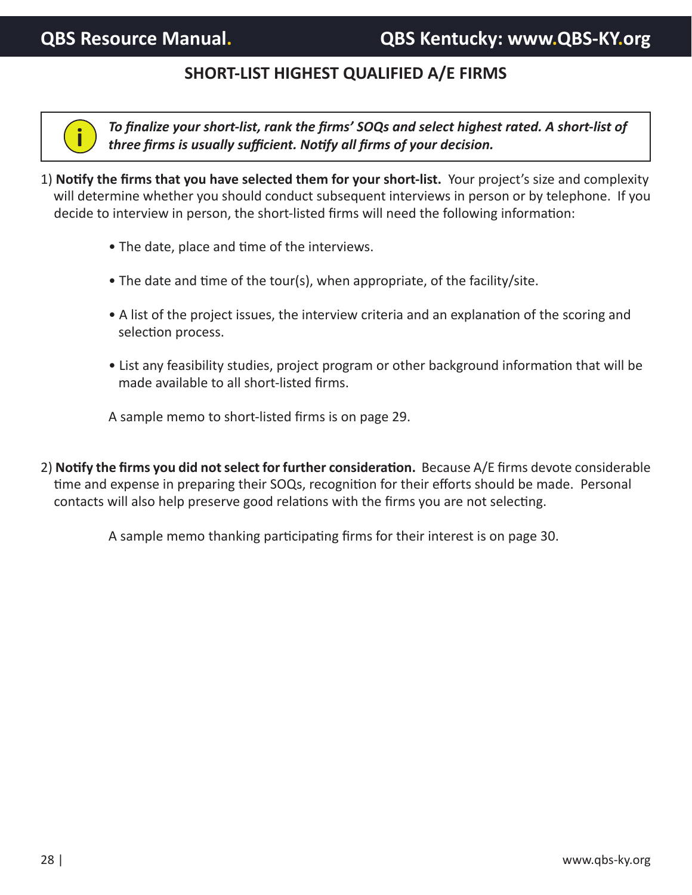## SHORT-LIST HIGHEST QUALIFIED A/E FIRMS

> ***To finalize your short-list, rank the firms' SOQs and select highest rated. A short-list of three firms is usually sufficient. Notify all firms of your decision.***

1) **Notify the firms that you have selected them for your short-list.** Your project's size and complexity will determine whether you should conduct subsequent interviews in person or by telephone. If you decide to interview in person, the short-listed firms will need the following information:

   - The date, place and time of the interviews.
   - The date and time of the tour(s), when appropriate, of the facility/site.
   - A list of the project issues, the interview criteria and an explanation of the scoring and selection process.
   - List any feasibility studies, project program or other background information that will be made available to all short-listed firms.

   A sample memo to short-listed firms is on page 29.

2) **Notify the firms you did not select for further consideration.** Because A/E firms devote considerable time and expense in preparing their SOQs, recognition for their efforts should be made. Personal contacts will also help preserve good relations with the firms you are not selecting.

   A sample memo thanking participating firms for their interest is on page 30.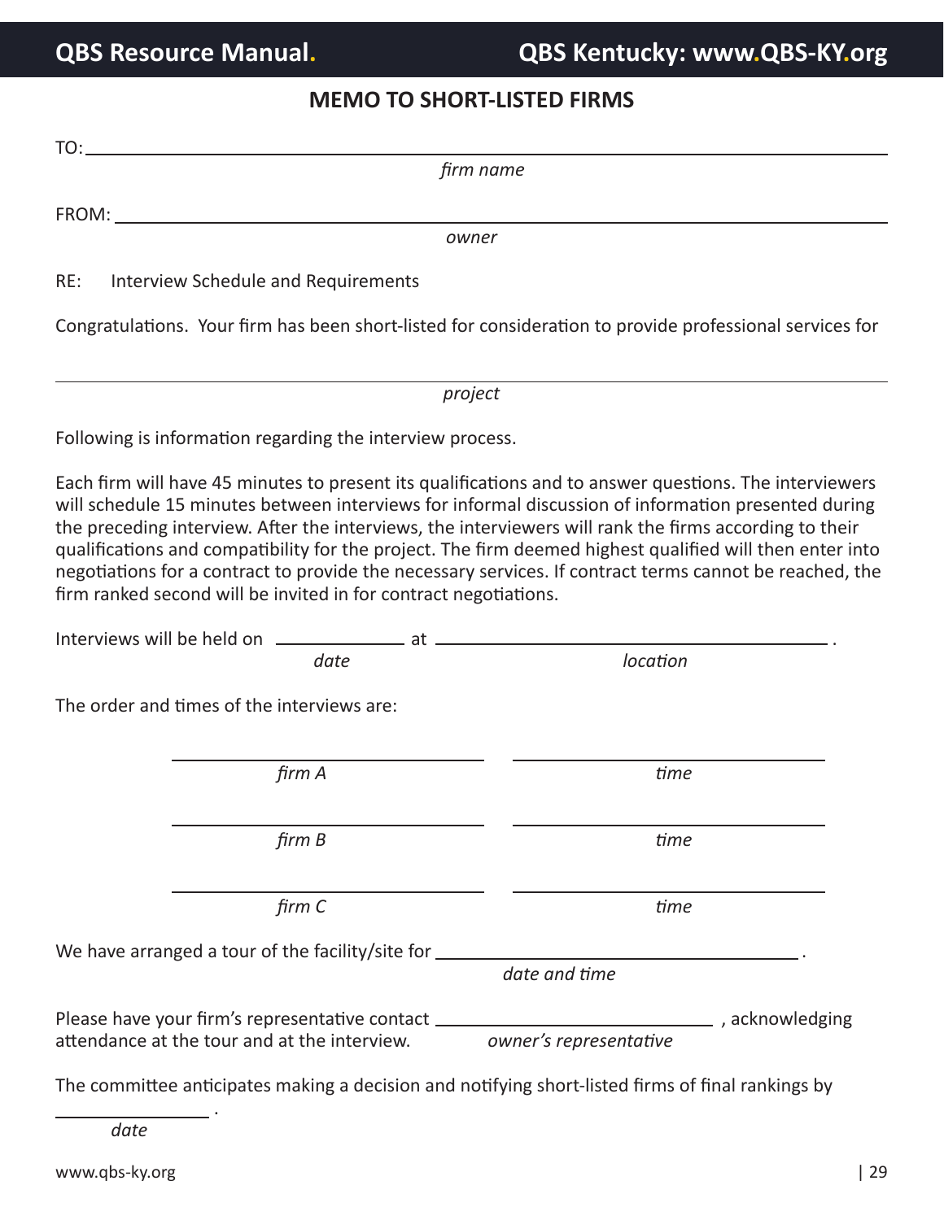## MEMO TO SHORT-LISTED FIRMS

TO: ______________________________________________
*firm name*

FROM: ______________________________________________
*owner*

RE: Interview Schedule and Requirements

Congratulations. Your firm has been short-listed for consideration to provide professional services for

______________________________________________
*project*

Following is information regarding the interview process.

Each firm will have 45 minutes to present its qualifications and to answer questions. The interviewers will schedule 15 minutes between interviews for informal discussion of information presented during the preceding interview. After the interviews, the interviewers will rank the firms according to their qualifications and compatibility for the project. The firm deemed highest qualified will then enter into negotiations for a contract to provide the necessary services. If contract terms cannot be reached, the firm ranked second will be invited in for contract negotiations.

Interviews will be held on ____________ at ______________________________ .
*date* *location*

The order and times of the interviews are:

| | |
|---|---|
| ____________________ | ____________________ |
| *firm A* | *time* |
| ____________________ | ____________________ |
| *firm B* | *time* |
| ____________________ | ____________________ |
| *firm C* | *time* |

We have arranged a tour of the facility/site for ______________________________ .
*date and time*

Please have your firm's representative contact ______________________ , acknowledging attendance at the tour and at the interview. *owner's representative*

The committee anticipates making a decision and notifying short-listed firms of final rankings by

______________ .
*date*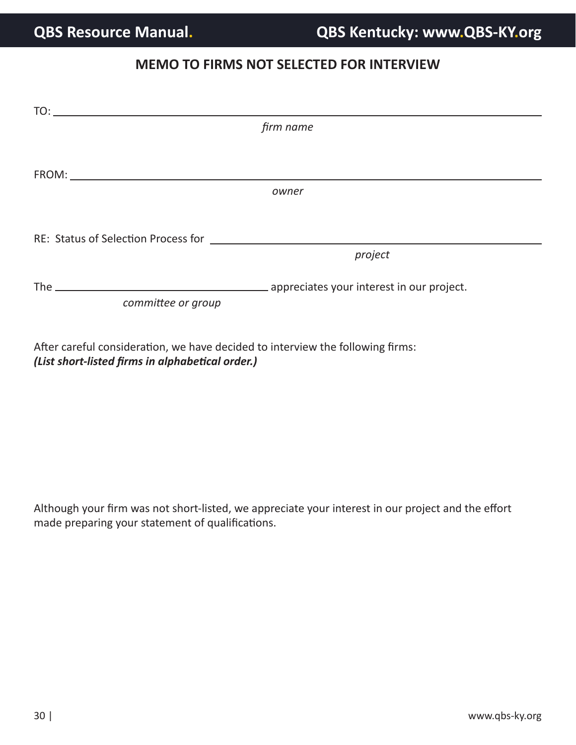## MEMO TO FIRMS NOT SELECTED FOR INTERVIEW

TO: ______________________________________________________________
*firm name*

FROM: ______________________________________________________________
*owner*

RE: Status of Selection Process for ______________________________________
*project*

The ______________________________ appreciates your interest in our project.
*committee or group*

After careful consideration, we have decided to interview the following firms:
***(List short-listed firms in alphabetical order.)***

Although your firm was not short-listed, we appreciate your interest in our project and the effort made preparing your statement of qualifications.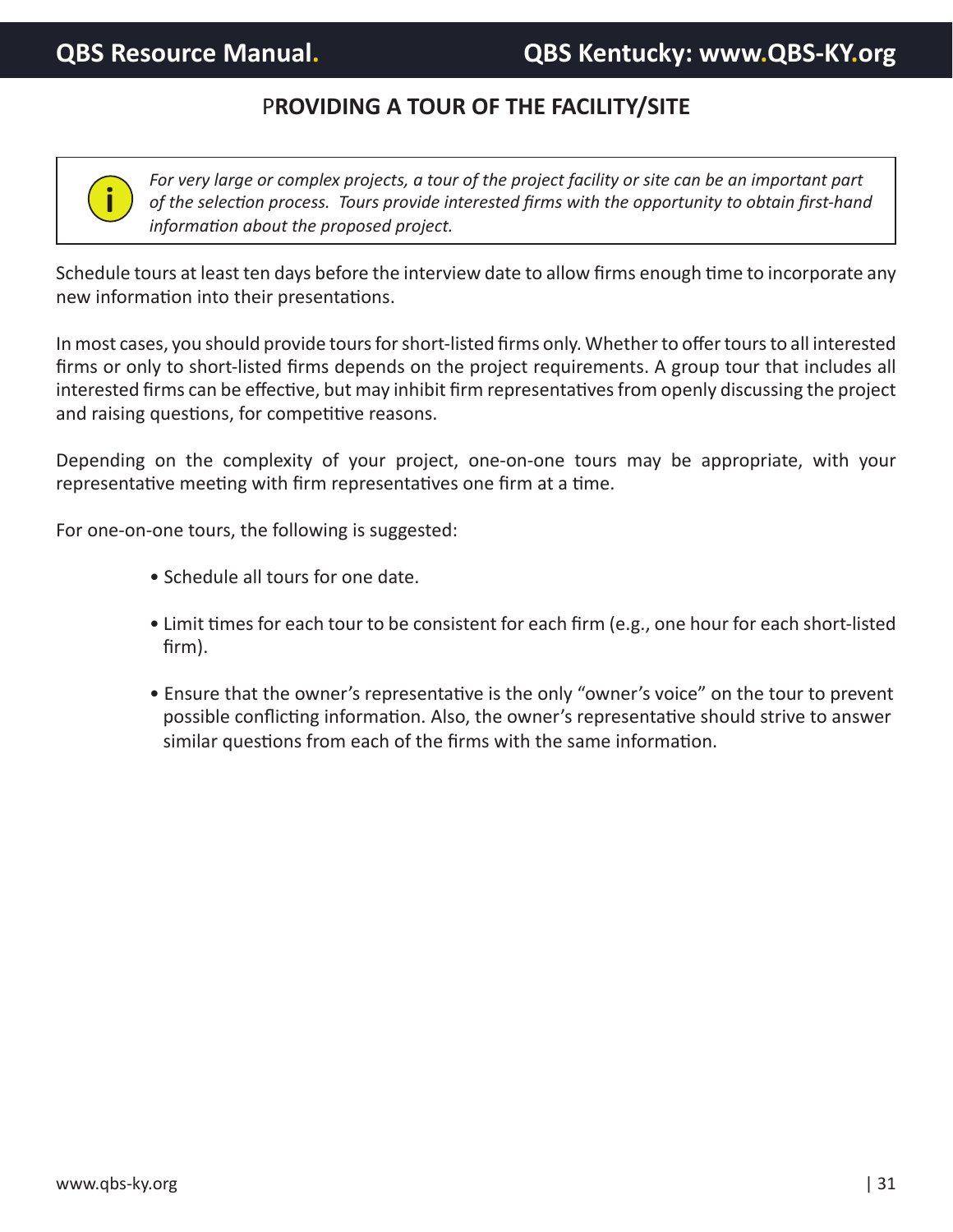## PROVIDING A TOUR OF THE FACILITY/SITE

> *For very large or complex projects, a tour of the project facility or site can be an important part of the selection process. Tours provide interested firms with the opportunity to obtain first-hand information about the proposed project.*

Schedule tours at least ten days before the interview date to allow firms enough time to incorporate any new information into their presentations.

In most cases, you should provide tours for short-listed firms only. Whether to offer tours to all interested firms or only to short-listed firms depends on the project requirements. A group tour that includes all interested firms can be effective, but may inhibit firm representatives from openly discussing the project and raising questions, for competitive reasons.

Depending on the complexity of your project, one-on-one tours may be appropriate, with your representative meeting with firm representatives one firm at a time.

For one-on-one tours, the following is suggested:

- Schedule all tours for one date.
- Limit times for each tour to be consistent for each firm (e.g., one hour for each short-listed firm).
- Ensure that the owner's representative is the only "owner's voice" on the tour to prevent possible conflicting information. Also, the owner's representative should strive to answer similar questions from each of the firms with the same information.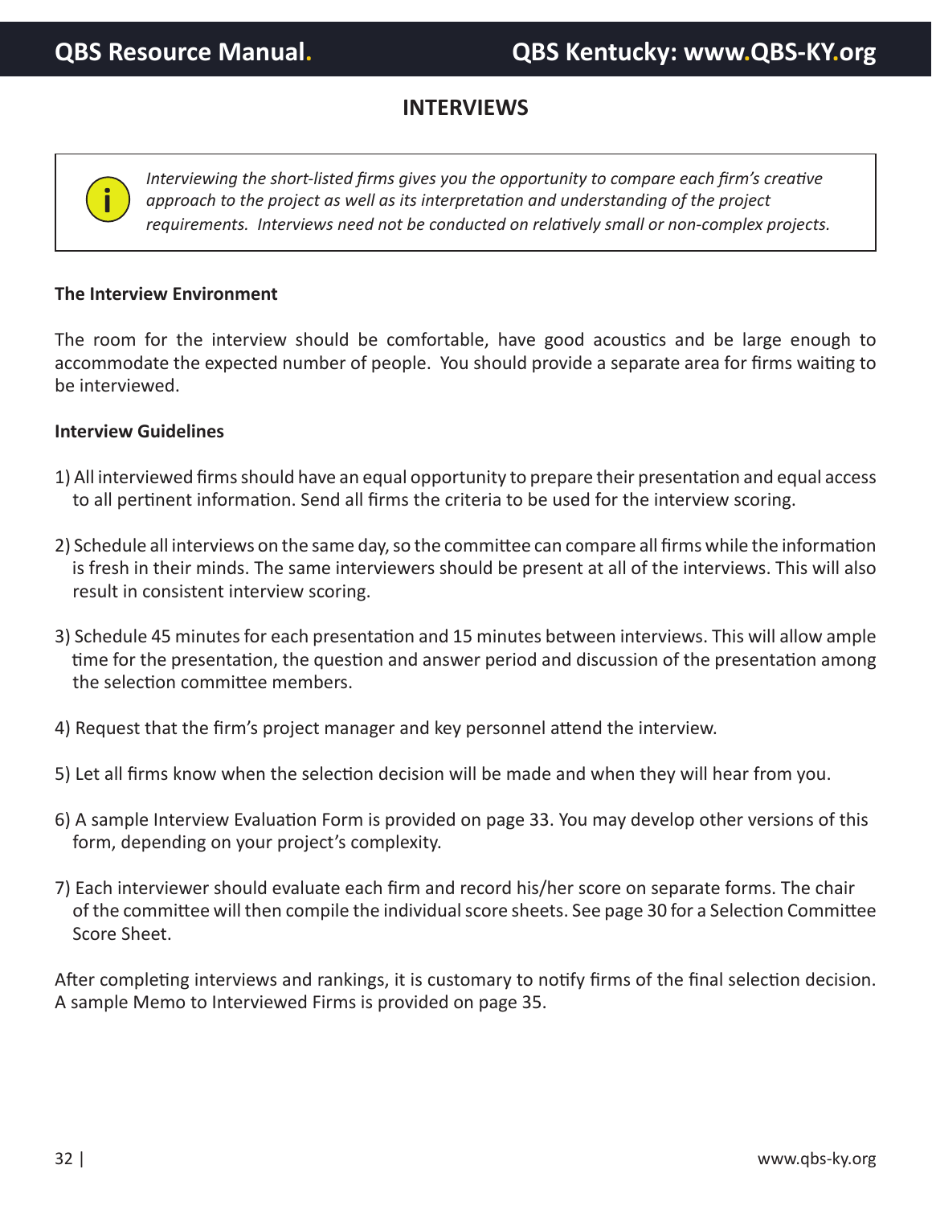# INTERVIEWS

> *Interviewing the short-listed firms gives you the opportunity to compare each firm's creative approach to the project as well as its interpretation and understanding of the project requirements. Interviews need not be conducted on relatively small or non-complex projects.*

**The Interview Environment**

The room for the interview should be comfortable, have good acoustics and be large enough to accommodate the expected number of people. You should provide a separate area for firms waiting to be interviewed.

**Interview Guidelines**

1) All interviewed firms should have an equal opportunity to prepare their presentation and equal access to all pertinent information. Send all firms the criteria to be used for the interview scoring.

2) Schedule all interviews on the same day, so the committee can compare all firms while the information is fresh in their minds. The same interviewers should be present at all of the interviews. This will also result in consistent interview scoring.

3) Schedule 45 minutes for each presentation and 15 minutes between interviews. This will allow ample time for the presentation, the question and answer period and discussion of the presentation among the selection committee members.

4) Request that the firm's project manager and key personnel attend the interview.

5) Let all firms know when the selection decision will be made and when they will hear from you.

6) A sample Interview Evaluation Form is provided on page 33. You may develop other versions of this form, depending on your project's complexity.

7) Each interviewer should evaluate each firm and record his/her score on separate forms. The chair of the committee will then compile the individual score sheets. See page 30 for a Selection Committee Score Sheet.

After completing interviews and rankings, it is customary to notify firms of the final selection decision. A sample Memo to Interviewed Firms is provided on page 35.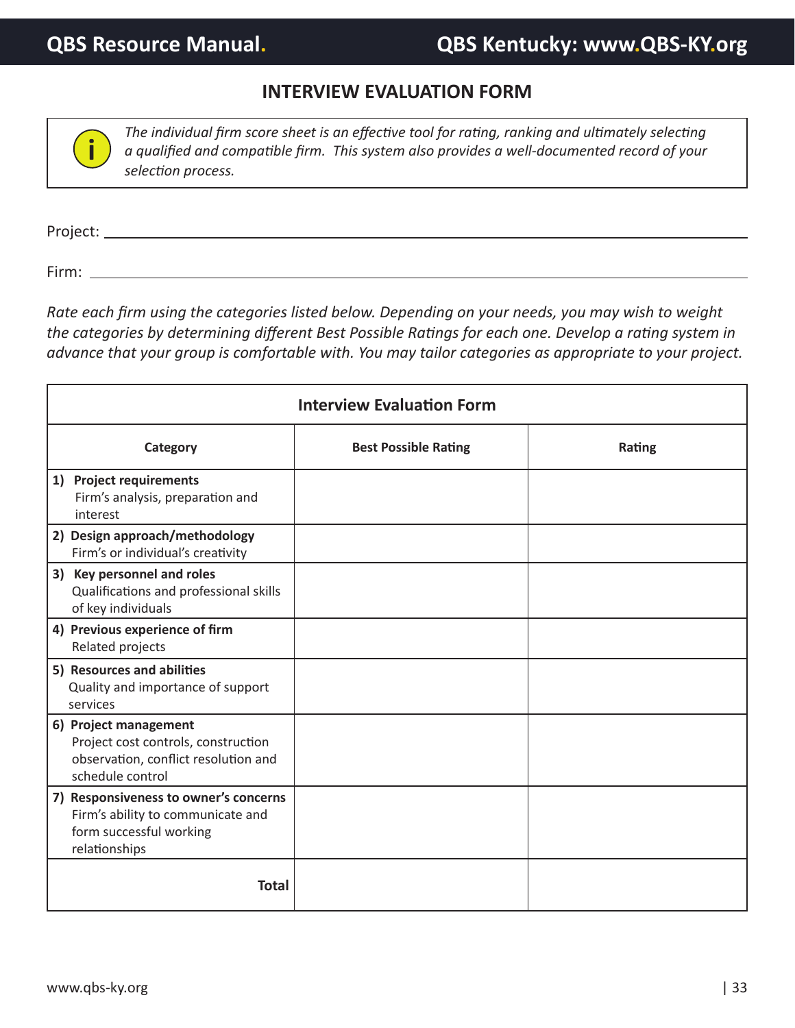# INTERVIEW EVALUATION FORM

*The individual firm score sheet is an effective tool for rating, ranking and ultimately selecting a qualified and compatible firm. This system also provides a well-documented record of your selection process.*

Project: ____________________________________________

Firm: ____________________________________________

*Rate each firm using the categories listed below. Depending on your needs, you may wish to weight the categories by determining different Best Possible Ratings for each one. Develop a rating system in advance that your group is comfortable with. You may tailor categories as appropriate to your project.*

| Interview Evaluation Form | | |
|---|---|---|
| **Category** | **Best Possible Rating** | **Rating** |
| **1) Project requirements** Firm's analysis, preparation and interest | | |
| **2) Design approach/methodology** Firm's or individual's creativity | | |
| **3) Key personnel and roles** Qualifications and professional skills of key individuals | | |
| **4) Previous experience of firm** Related projects | | |
| **5) Resources and abilities** Quality and importance of support services | | |
| **6) Project management** Project cost controls, construction observation, conflict resolution and schedule control | | |
| **7) Responsiveness to owner's concerns** Firm's ability to communicate and form successful working relationships | | |
| **Total** | | |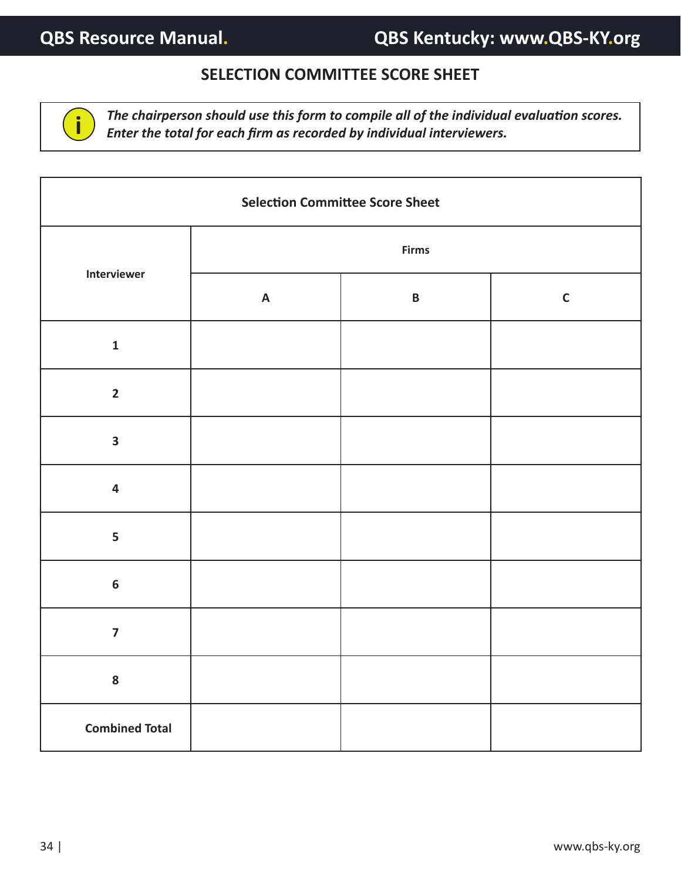## SELECTION COMMITTEE SCORE SHEET

*The chairperson should use this form to compile all of the individual evaluation scores. Enter the total for each firm as recorded by individual interviewers.*

| Selection Committee Score Sheet | | | |
|---|---|---|---|
| Interviewer | Firms | | |
| | A | B | C |
| 1 | | | |
| 2 | | | |
| 3 | | | |
| 4 | | | |
| 5 | | | |
| 6 | | | |
| 7 | | | |
| 8 | | | |
| Combined Total | | | |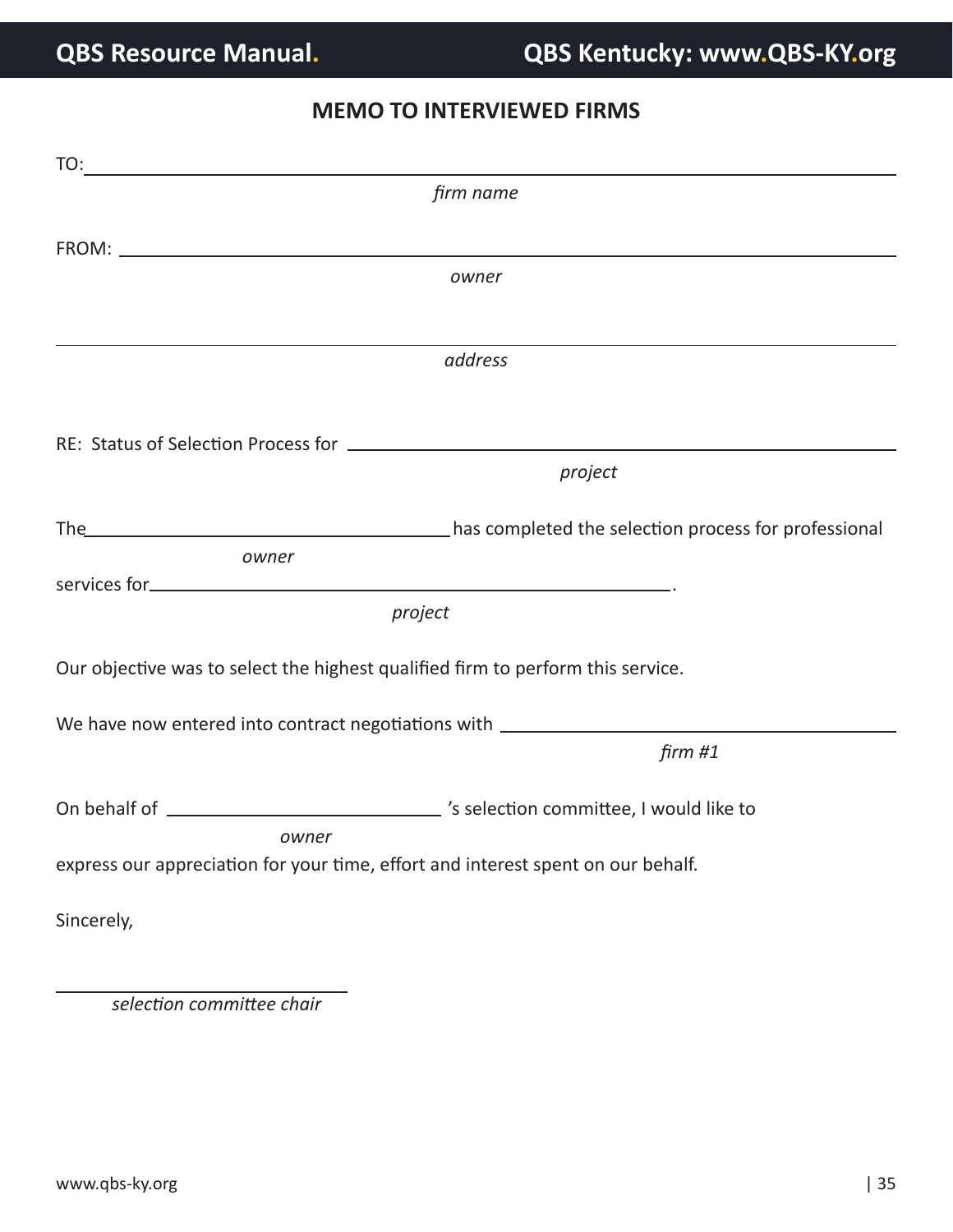## MEMO TO INTERVIEWED FIRMS

TO: ______________________________________________________________

*firm name*

FROM: ____________________________________________________________

*owner*

__________________________________________________________________

*address*

RE: Status of Selection Process for _____________________________________

*project*

The ______________________________ has completed the selection process for professional

*owner*

services for ____________________________________________.

*project*

Our objective was to select the highest qualified firm to perform this service.

We have now entered into contract negotiations with _____________________________

*firm #1*

On behalf of ________________________ 's selection committee, I would like to

*owner*

express our appreciation for your time, effort and interest spent on our behalf.

Sincerely,

___________________________

*selection committee chair*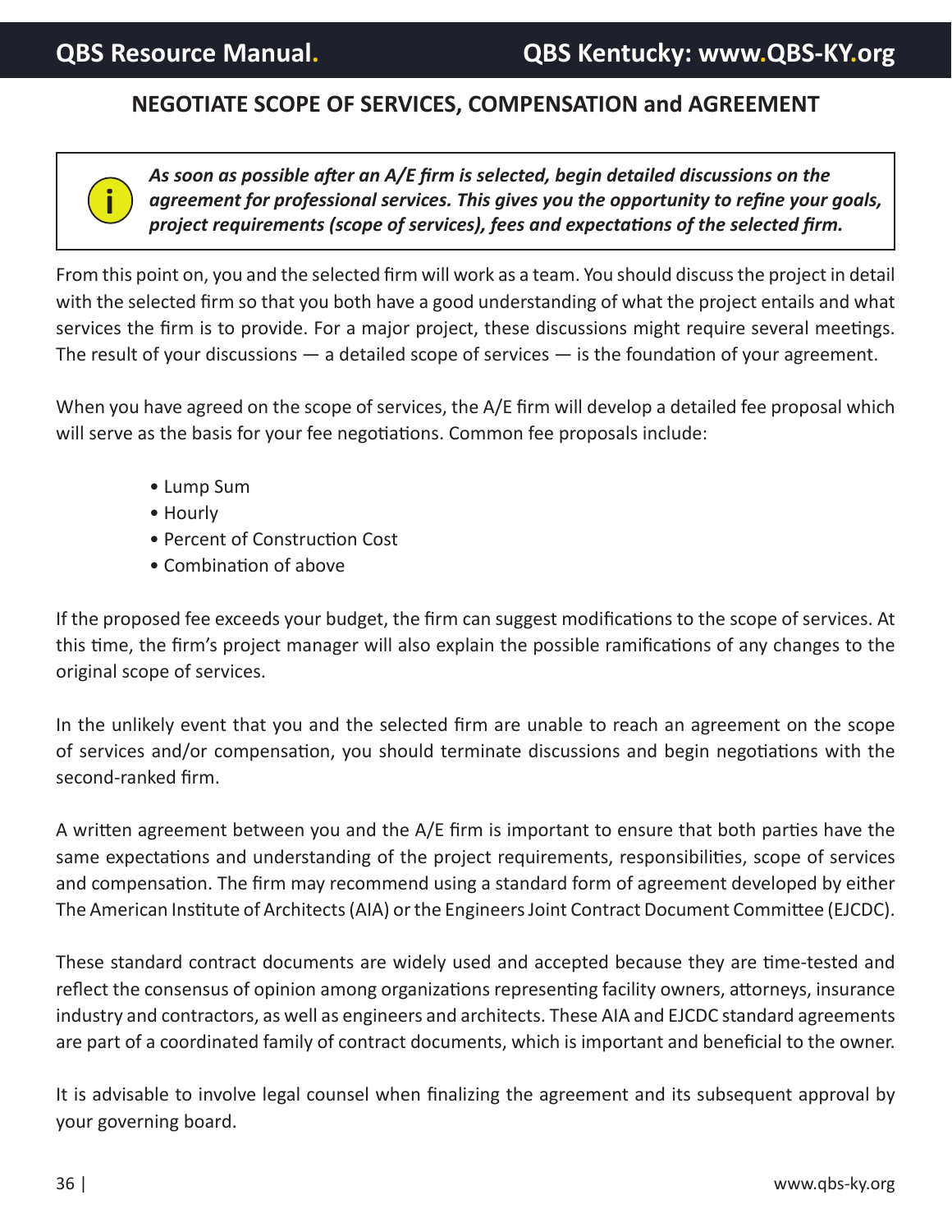## NEGOTIATE SCOPE OF SERVICES, COMPENSATION and AGREEMENT

***As soon as possible after an A/E firm is selected, begin detailed discussions on the agreement for professional services. This gives you the opportunity to refine your goals, project requirements (scope of services), fees and expectations of the selected firm.***

From this point on, you and the selected firm will work as a team. You should discuss the project in detail with the selected firm so that you both have a good understanding of what the project entails and what services the firm is to provide. For a major project, these discussions might require several meetings. The result of your discussions — a detailed scope of services — is the foundation of your agreement.

When you have agreed on the scope of services, the A/E firm will develop a detailed fee proposal which will serve as the basis for your fee negotiations. Common fee proposals include:

- Lump Sum
- Hourly
- Percent of Construction Cost
- Combination of above

If the proposed fee exceeds your budget, the firm can suggest modifications to the scope of services. At this time, the firm's project manager will also explain the possible ramifications of any changes to the original scope of services.

In the unlikely event that you and the selected firm are unable to reach an agreement on the scope of services and/or compensation, you should terminate discussions and begin negotiations with the second-ranked firm.

A written agreement between you and the A/E firm is important to ensure that both parties have the same expectations and understanding of the project requirements, responsibilities, scope of services and compensation. The firm may recommend using a standard form of agreement developed by either The American Institute of Architects (AIA) or the Engineers Joint Contract Document Committee (EJCDC).

These standard contract documents are widely used and accepted because they are time-tested and reflect the consensus of opinion among organizations representing facility owners, attorneys, insurance industry and contractors, as well as engineers and architects. These AIA and EJCDC standard agreements are part of a coordinated family of contract documents, which is important and beneficial to the owner.

It is advisable to involve legal counsel when finalizing the agreement and its subsequent approval by your governing board.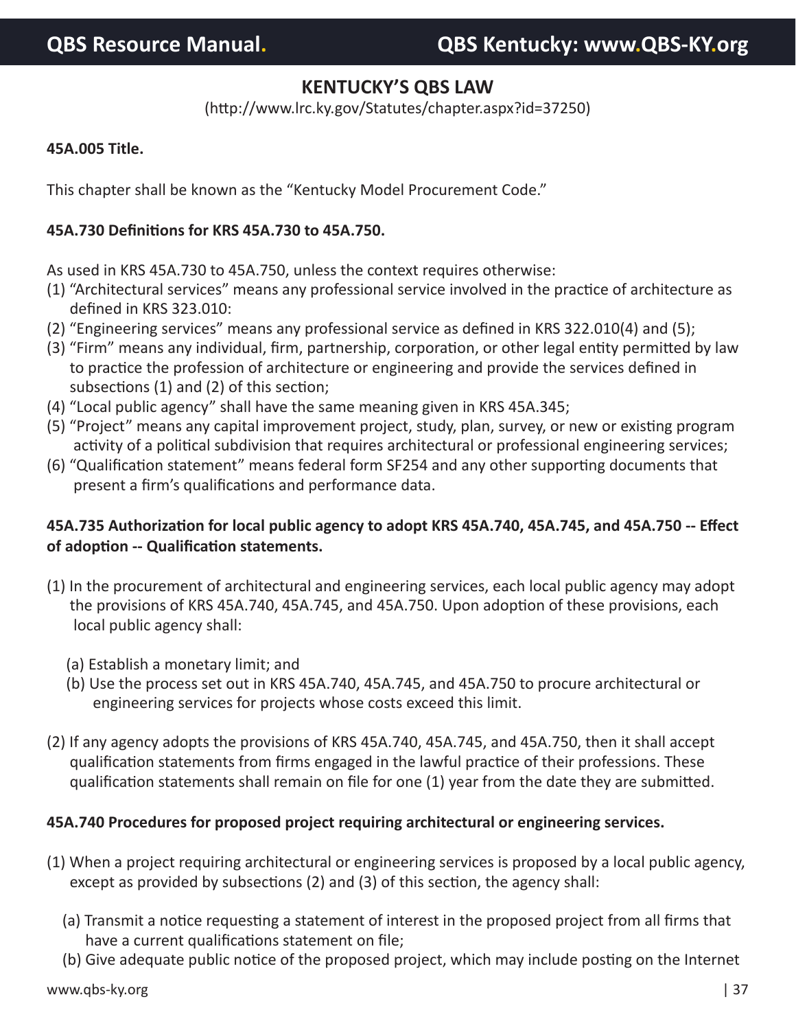# KENTUCKY'S QBS LAW

(http://www.lrc.ky.gov/Statutes/chapter.aspx?id=37250)

**45A.005 Title.**

This chapter shall be known as the "Kentucky Model Procurement Code."

**45A.730 Definitions for KRS 45A.730 to 45A.750.**

As used in KRS 45A.730 to 45A.750, unless the context requires otherwise:

(1) "Architectural services" means any professional service involved in the practice of architecture as defined in KRS 323.010:
(2) "Engineering services" means any professional service as defined in KRS 322.010(4) and (5);
(3) "Firm" means any individual, firm, partnership, corporation, or other legal entity permitted by law to practice the profession of architecture or engineering and provide the services defined in subsections (1) and (2) of this section;
(4) "Local public agency" shall have the same meaning given in KRS 45A.345;
(5) "Project" means any capital improvement project, study, plan, survey, or new or existing program activity of a political subdivision that requires architectural or professional engineering services;
(6) "Qualification statement" means federal form SF254 and any other supporting documents that present a firm's qualifications and performance data.

**45A.735 Authorization for local public agency to adopt KRS 45A.740, 45A.745, and 45A.750 -- Effect of adoption -- Qualification statements.**

(1) In the procurement of architectural and engineering services, each local public agency may adopt the provisions of KRS 45A.740, 45A.745, and 45A.750. Upon adoption of these provisions, each local public agency shall:

 (a) Establish a monetary limit; and
 (b) Use the process set out in KRS 45A.740, 45A.745, and 45A.750 to procure architectural or engineering services for projects whose costs exceed this limit.

(2) If any agency adopts the provisions of KRS 45A.740, 45A.745, and 45A.750, then it shall accept qualification statements from firms engaged in the lawful practice of their professions. These qualification statements shall remain on file for one (1) year from the date they are submitted.

**45A.740 Procedures for proposed project requiring architectural or engineering services.**

(1) When a project requiring architectural or engineering services is proposed by a local public agency, except as provided by subsections (2) and (3) of this section, the agency shall:

 (a) Transmit a notice requesting a statement of interest in the proposed project from all firms that have a current qualifications statement on file;
 (b) Give adequate public notice of the proposed project, which may include posting on the Internet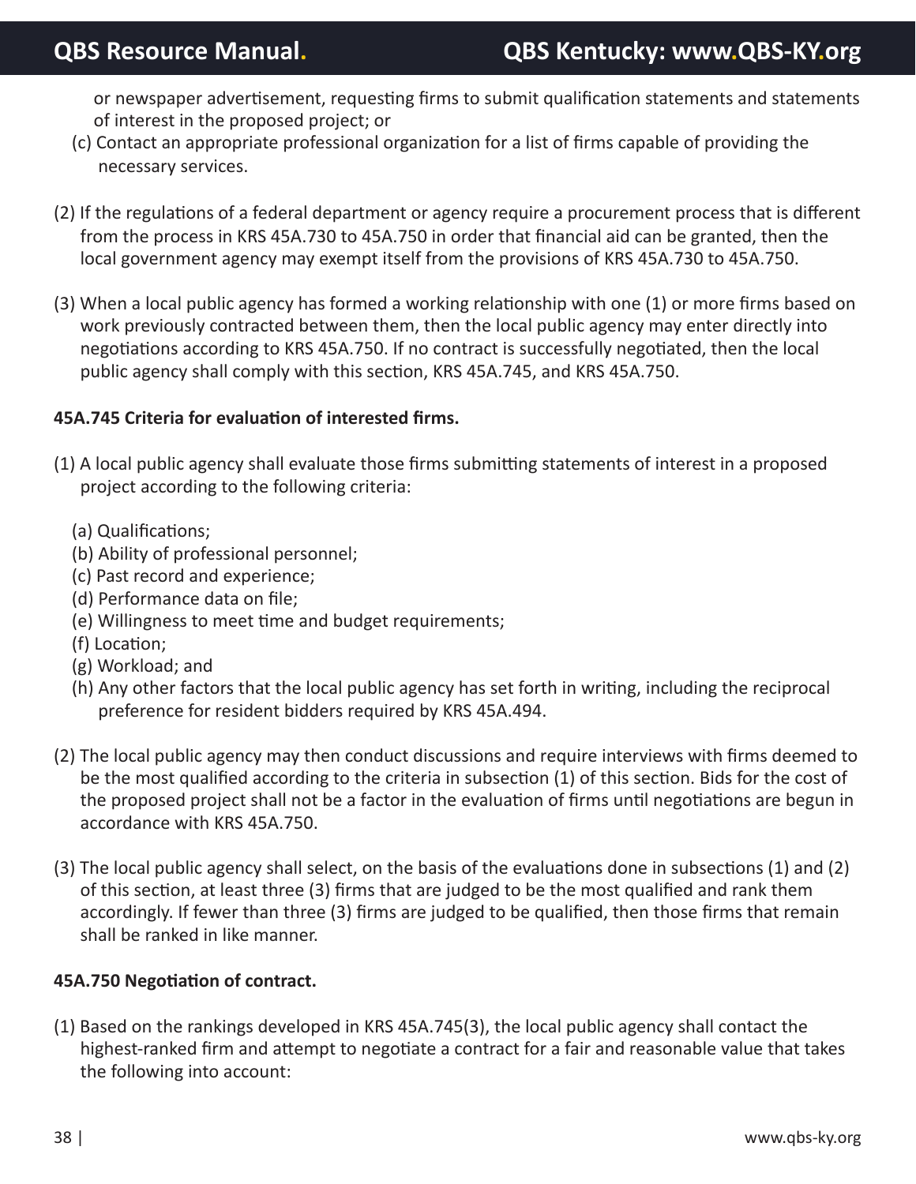or newspaper advertisement, requesting firms to submit qualification statements and statements of interest in the proposed project; or

(c) Contact an appropriate professional organization for a list of firms capable of providing the necessary services.

(2) If the regulations of a federal department or agency require a procurement process that is different from the process in KRS 45A.730 to 45A.750 in order that financial aid can be granted, then the local government agency may exempt itself from the provisions of KRS 45A.730 to 45A.750.

(3) When a local public agency has formed a working relationship with one (1) or more firms based on work previously contracted between them, then the local public agency may enter directly into negotiations according to KRS 45A.750. If no contract is successfully negotiated, then the local public agency shall comply with this section, KRS 45A.745, and KRS 45A.750.

**45A.745 Criteria for evaluation of interested firms.**

(1) A local public agency shall evaluate those firms submitting statements of interest in a proposed project according to the following criteria:

(a) Qualifications;
(b) Ability of professional personnel;
(c) Past record and experience;
(d) Performance data on file;
(e) Willingness to meet time and budget requirements;
(f) Location;
(g) Workload; and
(h) Any other factors that the local public agency has set forth in writing, including the reciprocal preference for resident bidders required by KRS 45A.494.

(2) The local public agency may then conduct discussions and require interviews with firms deemed to be the most qualified according to the criteria in subsection (1) of this section. Bids for the cost of the proposed project shall not be a factor in the evaluation of firms until negotiations are begun in accordance with KRS 45A.750.

(3) The local public agency shall select, on the basis of the evaluations done in subsections (1) and (2) of this section, at least three (3) firms that are judged to be the most qualified and rank them accordingly. If fewer than three (3) firms are judged to be qualified, then those firms that remain shall be ranked in like manner.

**45A.750 Negotiation of contract.**

(1) Based on the rankings developed in KRS 45A.745(3), the local public agency shall contact the highest-ranked firm and attempt to negotiate a contract for a fair and reasonable value that takes the following into account: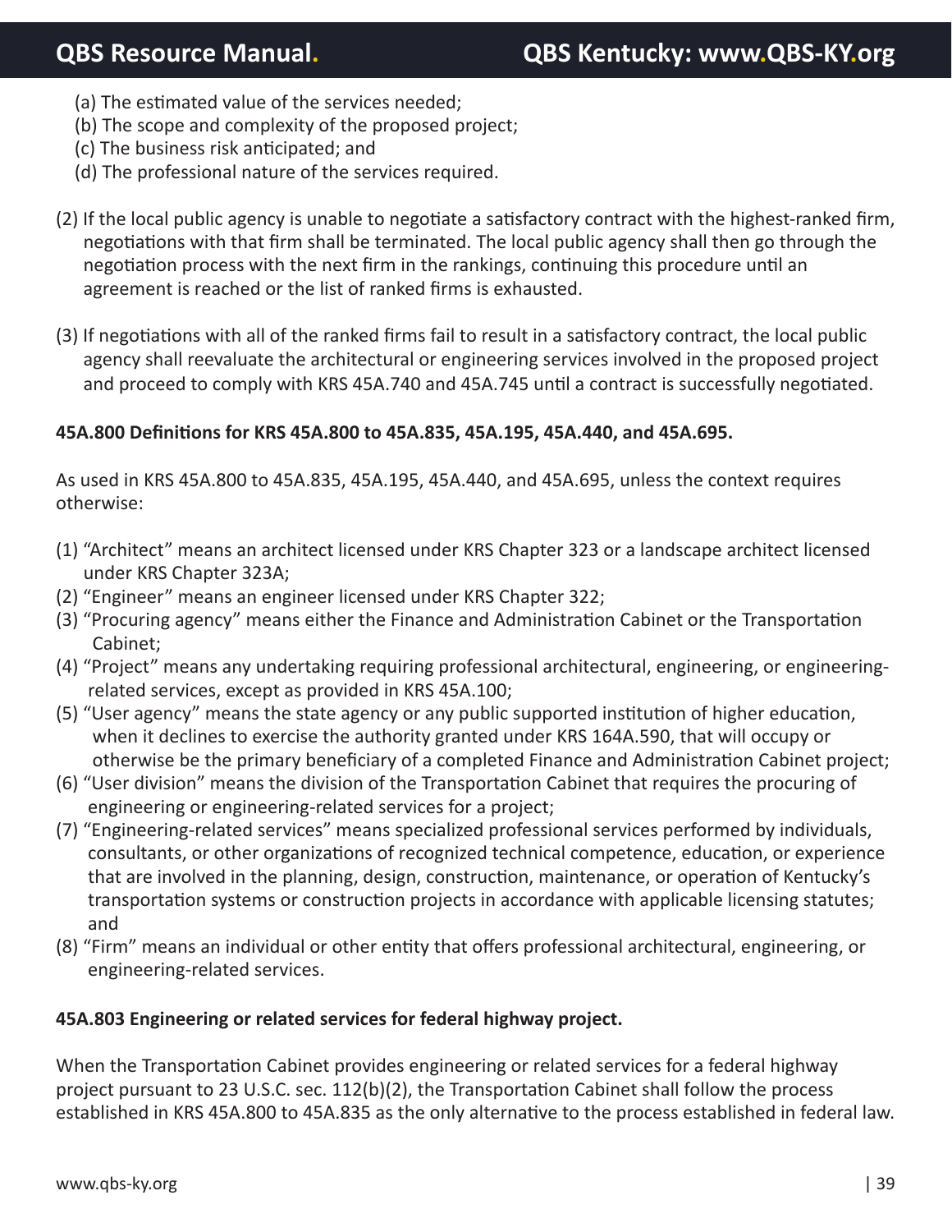(a) The estimated value of the services needed;
(b) The scope and complexity of the proposed project;
(c) The business risk anticipated; and
(d) The professional nature of the services required.

(2) If the local public agency is unable to negotiate a satisfactory contract with the highest-ranked firm, negotiations with that firm shall be terminated. The local public agency shall then go through the negotiation process with the next firm in the rankings, continuing this procedure until an agreement is reached or the list of ranked firms is exhausted.

(3) If negotiations with all of the ranked firms fail to result in a satisfactory contract, the local public agency shall reevaluate the architectural or engineering services involved in the proposed project and proceed to comply with KRS 45A.740 and 45A.745 until a contract is successfully negotiated.

**45A.800 Definitions for KRS 45A.800 to 45A.835, 45A.195, 45A.440, and 45A.695.**

As used in KRS 45A.800 to 45A.835, 45A.195, 45A.440, and 45A.695, unless the context requires otherwise:

(1) "Architect" means an architect licensed under KRS Chapter 323 or a landscape architect licensed under KRS Chapter 323A;
(2) "Engineer" means an engineer licensed under KRS Chapter 322;
(3) "Procuring agency" means either the Finance and Administration Cabinet or the Transportation Cabinet;
(4) "Project" means any undertaking requiring professional architectural, engineering, or engineering-related services, except as provided in KRS 45A.100;
(5) "User agency" means the state agency or any public supported institution of higher education, when it declines to exercise the authority granted under KRS 164A.590, that will occupy or otherwise be the primary beneficiary of a completed Finance and Administration Cabinet project;
(6) "User division" means the division of the Transportation Cabinet that requires the procuring of engineering or engineering-related services for a project;
(7) "Engineering-related services" means specialized professional services performed by individuals, consultants, or other organizations of recognized technical competence, education, or experience that are involved in the planning, design, construction, maintenance, or operation of Kentucky's transportation systems or construction projects in accordance with applicable licensing statutes; and
(8) "Firm" means an individual or other entity that offers professional architectural, engineering, or engineering-related services.

**45A.803 Engineering or related services for federal highway project.**

When the Transportation Cabinet provides engineering or related services for a federal highway project pursuant to 23 U.S.C. sec. 112(b)(2), the Transportation Cabinet shall follow the process established in KRS 45A.800 to 45A.835 as the only alternative to the process established in federal law.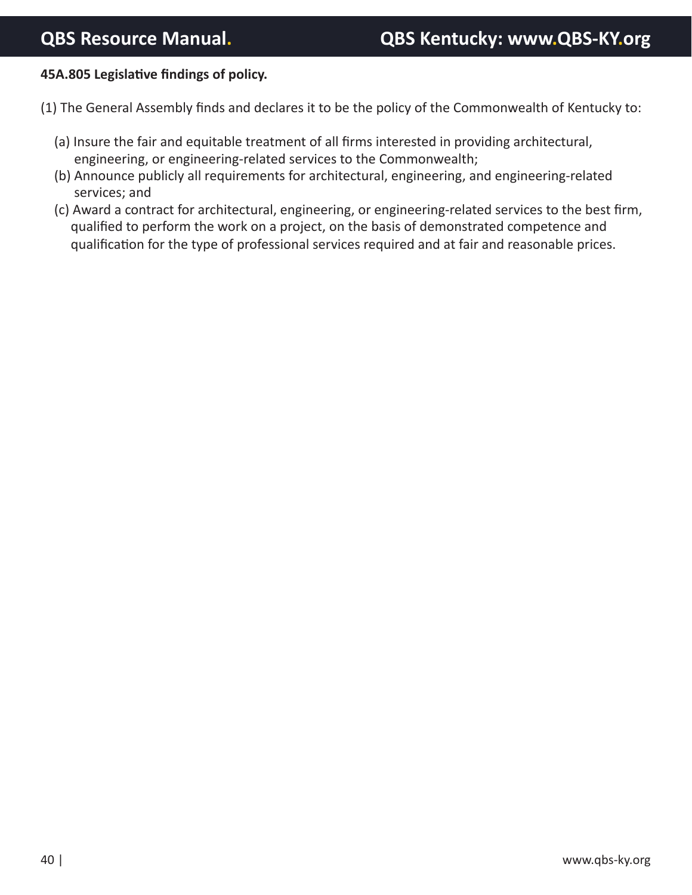**45A.805 Legislative findings of policy.**

(1) The General Assembly finds and declares it to be the policy of the Commonwealth of Kentucky to:

(a) Insure the fair and equitable treatment of all firms interested in providing architectural, engineering, or engineering-related services to the Commonwealth;

(b) Announce publicly all requirements for architectural, engineering, and engineering-related services; and

(c) Award a contract for architectural, engineering, or engineering-related services to the best firm, qualified to perform the work on a project, on the basis of demonstrated competence and qualification for the type of professional services required and at fair and reasonable prices.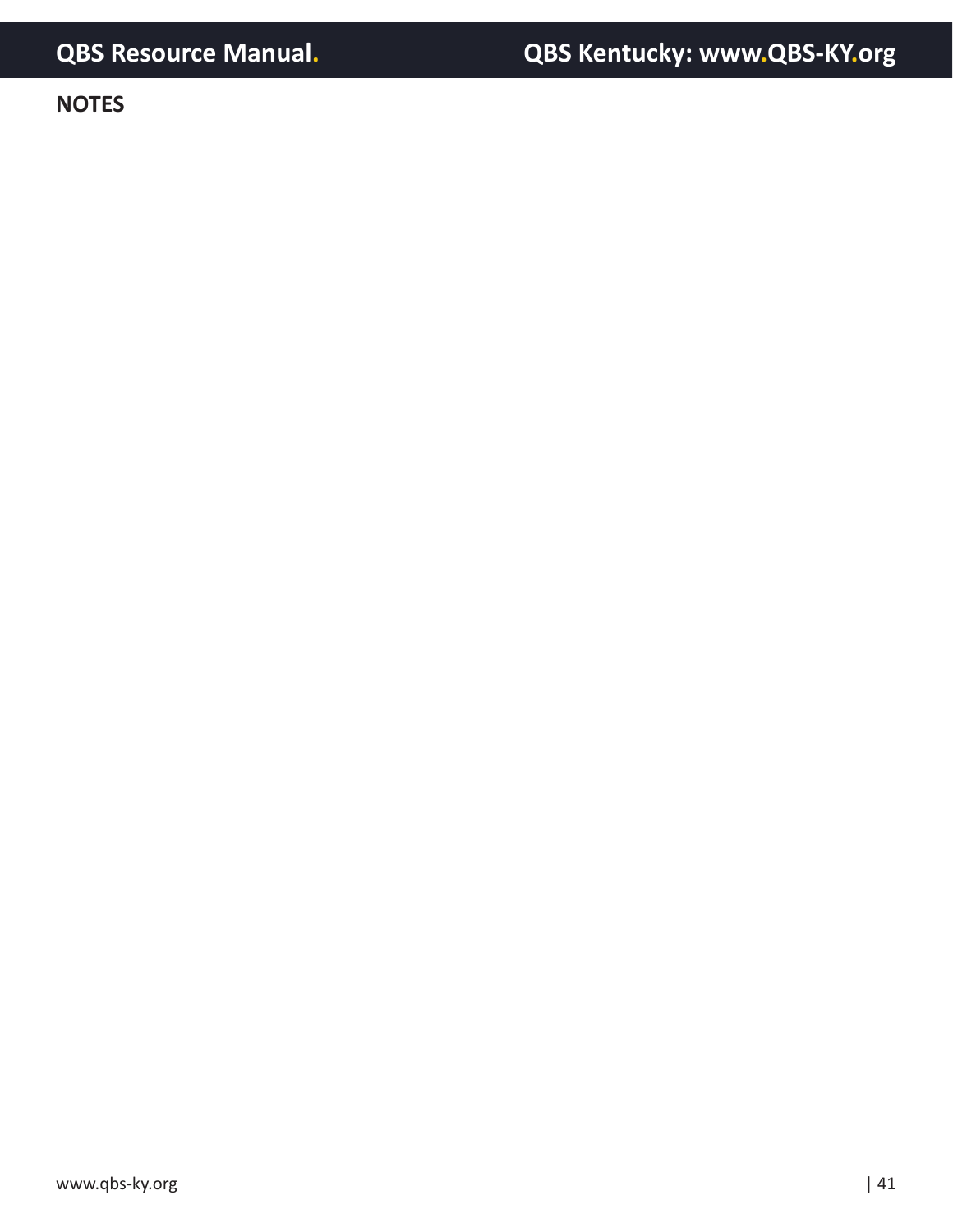**NOTES**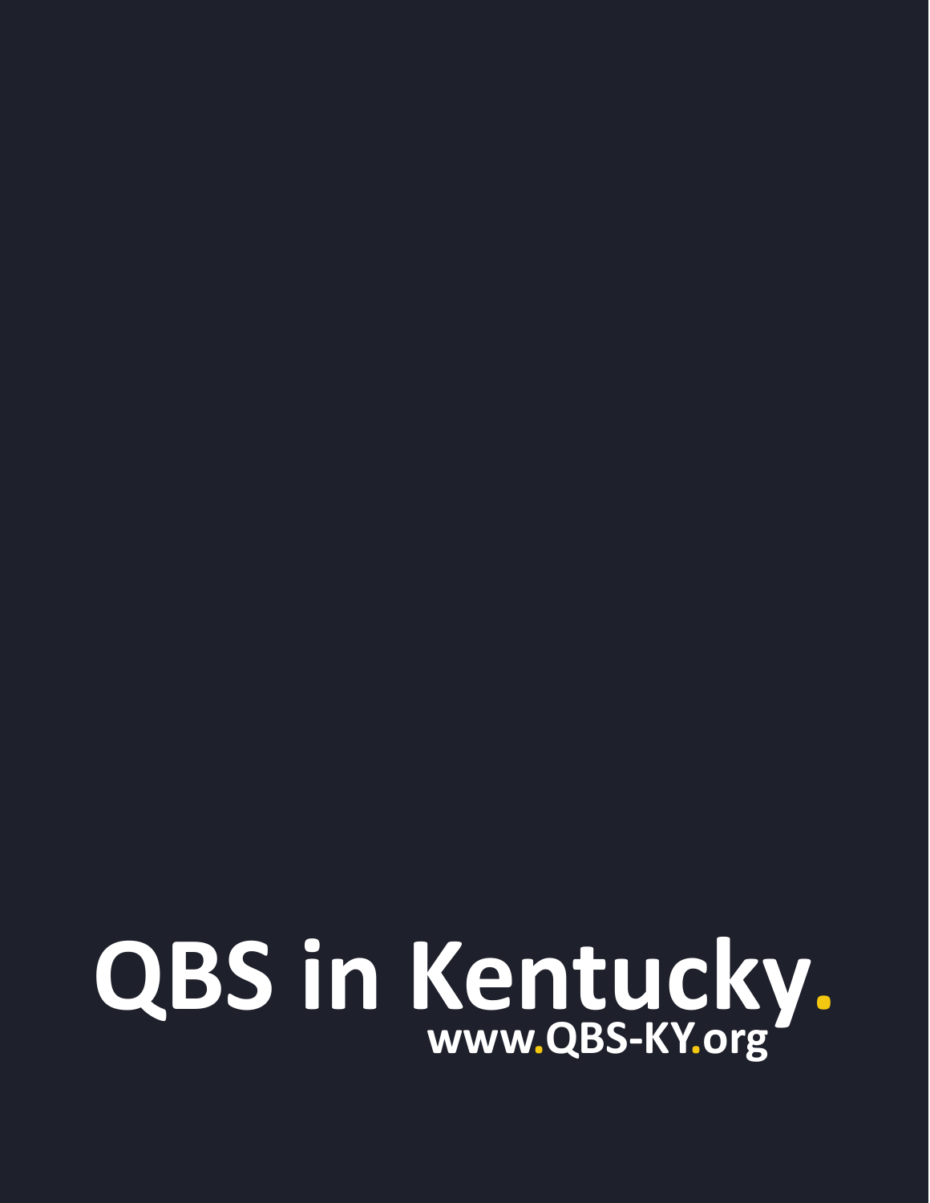# QBS in Kentucky.

**www.QBS-KY.org**